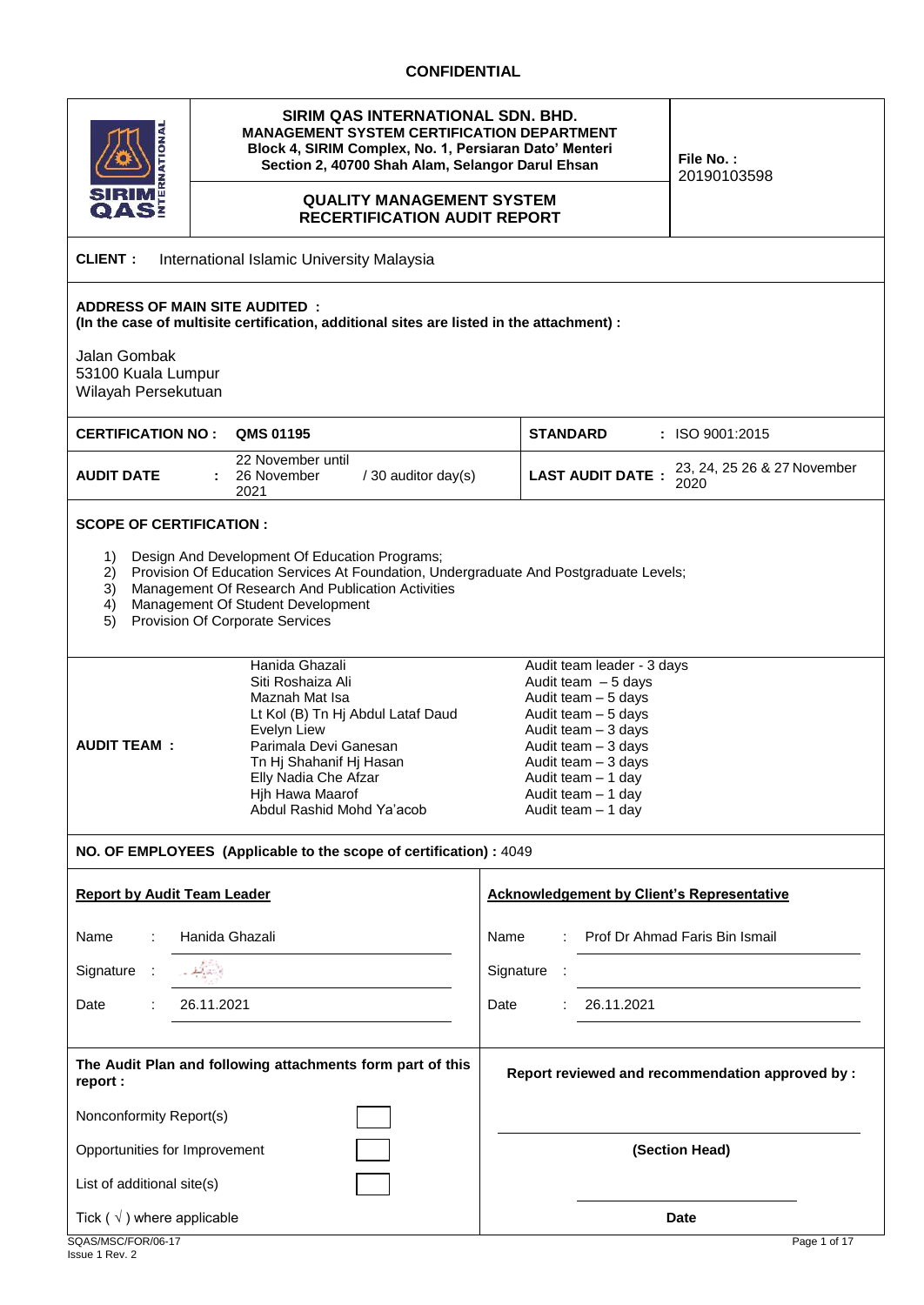**CONFIDENTIAL**

| | SIRIM QAS INTERNATIONAL SDN. BHD.<br>MANAGEMENT SYSTEM CERTIFICATION DEPARTMENT<br>Block 4, SIRIM Complex, No. 1, Persiaran Dato' Menteri<br>Section 2, 40700 Shah Alam, Selangor Darul Ehsan<br><br>**QUALITY MANAGEMENT SYSTEM RECERTIFICATION AUDIT REPORT** | **File No. :** 20190103598 |
|---|---|---|

**CLIENT :** International Islamic University Malaysia

**ADDRESS OF MAIN SITE AUDITED :**
**(In the case of multisite certification, additional sites are listed in the attachment) :**

Jalan Gombak
53100 Kuala Lumpur
Wilayah Persekutuan

| | | | |
|---|---|---|---|
| **CERTIFICATION NO :** | **QMS 01195** | **STANDARD** | : ISO 9001:2015 |
| **AUDIT DATE** | : 22 November until 26 November 2021 / 30 auditor day(s) | **LAST AUDIT DATE :** | 23, 24, 25 26 & 27 November 2020 |

**SCOPE OF CERTIFICATION :**

1) Design And Development Of Education Programs;
2) Provision Of Education Services At Foundation, Undergraduate And Postgraduate Levels;
3) Management Of Research And Publication Activities
4) Management Of Student Development
5) Provision Of Corporate Services

| **AUDIT TEAM :** | | |
|---|---|---|
| | Hanida Ghazali | Audit team leader - 3 days |
| | Siti Roshaiza Ali | Audit team – 5 days |
| | Maznah Mat Isa | Audit team – 5 days |
| | Lt Kol (B) Tn Hj Abdul Lataf Daud | Audit team – 5 days |
| | Evelyn Liew | Audit team – 3 days |
| | Parimala Devi Ganesan | Audit team – 3 days |
| | Tn Hj Shahanif Hj Hasan | Audit team – 3 days |
| | Elly Nadia Che Afzar | Audit team – 1 day |
| | Hjh Hawa Maarof | Audit team – 1 day |
| | Abdul Rashid Mohd Ya'acob | Audit team – 1 day |

**NO. OF EMPLOYEES (Applicable to the scope of certification) :** 4049

| **Report by Audit Team Leader** | **Acknowledgement by Client's Representative** |
|---|---|
| Name : Hanida Ghazali | Name : Prof Dr Ahmad Faris Bin Ismail |
| Signature : | Signature : |
| Date : 26.11.2021 | Date : 26.11.2021 |

| **The Audit Plan and following attachments form part of this report :** | | **Report reviewed and recommendation approved by :** |
|---|---|---|
| Nonconformity Report(s) | ☐ | |
| Opportunities for Improvement | ☐ | **(Section Head)** |
| List of additional site(s) | ☐ | |
| Tick ( √ ) where applicable | | **Date** |

SQAS/MSC/FOR/06-17
Issue 1 Rev. 2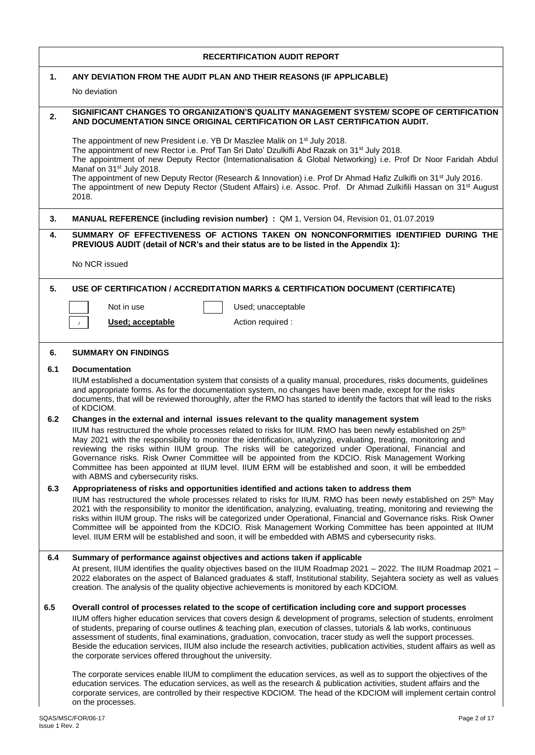## RECERTIFICATION AUDIT REPORT

**1. ANY DEVIATION FROM THE AUDIT PLAN AND THEIR REASONS (IF APPLICABLE)**

No deviation

**2. SIGNIFICANT CHANGES TO ORGANIZATION'S QUALITY MANAGEMENT SYSTEM/ SCOPE OF CERTIFICATION AND DOCUMENTATION SINCE ORIGINAL CERTIFICATION OR LAST CERTIFICATION AUDIT.**

The appointment of new President i.e. YB Dr Maszlee Malik on 1st July 2018.
The appointment of new Rector i.e. Prof Tan Sri Dato' Dzulkifli Abd Razak on 31st July 2018.
The appointment of new Deputy Rector (Internationalisation & Global Networking) i.e. Prof Dr Noor Faridah Abdul Manaf on 31st July 2018.
The appointment of new Deputy Rector (Research & Innovation) i.e. Prof Dr Ahmad Hafiz Zulkifli on 31st July 2016.
The appointment of new Deputy Rector (Student Affairs) i.e. Assoc. Prof. Dr Ahmad Zulkifili Hassan on 31st August 2018.

**3. MANUAL REFERENCE (including revision number) :** QM 1, Version 04, Revision 01, 01.07.2019

**4. SUMMARY OF EFFECTIVENESS OF ACTIONS TAKEN ON NONCONFORMITIES IDENTIFIED DURING THE PREVIOUS AUDIT (detail of NCR's and their status are to be listed in the Appendix 1):**

No NCR issued

**5. USE OF CERTIFICATION / ACCREDITATION MARKS & CERTIFICATION DOCUMENT (CERTIFICATE)**

| | | | |
|---|---|---|---|
| [ ] | Not in use | [ ] | Used; unacceptable |
| [/] | **Used; acceptable** | | Action required : |

**6. SUMMARY ON FINDINGS**

**6.1 Documentation**

IIUM established a documentation system that consists of a quality manual, procedures, risks documents, guidelines and appropriate forms. As for the documentation system, no changes have been made, except for the risks documents, that will be reviewed thoroughly, after the RMO has started to identify the factors that will lead to the risks of KDCIOM.

**6.2 Changes in the external and internal issues relevant to the quality management system**

IIUM has restructured the whole processes related to risks for IIUM. RMO has been newly established on 25th May 2021 with the responsibility to monitor the identification, analyzing, evaluating, treating, monitoring and reviewing the risks within IIUM group. The risks will be categorized under Operational, Financial and Governance risks. Risk Owner Committee will be appointed from the KDCIO. Risk Management Working Committee has been appointed at IIUM level. IIUM ERM will be established and soon, it will be embedded with ABMS and cybersecurity risks.

**6.3 Appropriateness of risks and opportunities identified and actions taken to address them**

IIUM has restructured the whole processes related to risks for IIUM. RMO has been newly established on 25th May 2021 with the responsibility to monitor the identification, analyzing, evaluating, treating, monitoring and reviewing the risks within IIUM group. The risks will be categorized under Operational, Financial and Governance risks. Risk Owner Committee will be appointed from the KDCIO. Risk Management Working Committee has been appointed at IIUM level. IIUM ERM will be established and soon, it will be embedded with ABMS and cybersecurity risks.

**6.4 Summary of performance against objectives and actions taken if applicable**

At present, IIUM identifies the quality objectives based on the IIUM Roadmap 2021 – 2022. The IIUM Roadmap 2021 – 2022 elaborates on the aspect of Balanced graduates & staff, Institutional stability, Sejahtera society as well as values creation. The analysis of the quality objective achievements is monitored by each KDCIOM.

**6.5 Overall control of processes related to the scope of certification including core and support processes**

IIUM offers higher education services that covers design & development of programs, selection of students, enrolment of students, preparing of course outlines & teaching plan, execution of classes, tutorials & lab works, continuous assessment of students, final examinations, graduation, convocation, tracer study as well the support processes. Beside the education services, IIUM also include the research activities, publication activities, student affairs as well as the corporate services offered throughout the university.

The corporate services enable IIUM to compliment the education services, as well as to support the objectives of the education services. The education services, as well as the research & publication activities, student affairs and the corporate services, are controlled by their respective KDCIOM. The head of the KDCIOM will implement certain control on the processes.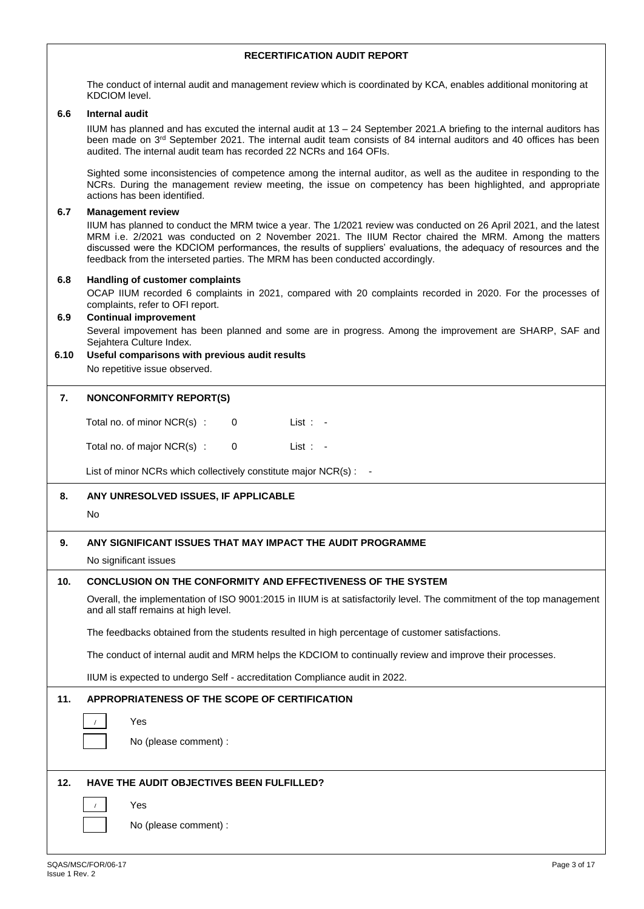**RECERTIFICATION AUDIT REPORT**

The conduct of internal audit and management review which is coordinated by KCA, enables additional monitoring at KDCIOM level.

**6.6 Internal audit**

IIUM has planned and has excuted the internal audit at 13 – 24 September 2021.A briefing to the internal auditors has been made on 3rd September 2021. The internal audit team consists of 84 internal auditors and 40 offices has been audited. The internal audit team has recorded 22 NCRs and 164 OFIs.

Sighted some inconsistencies of competence among the internal auditor, as well as the auditee in responding to the NCRs. During the management review meeting, the issue on competency has been highlighted, and appropriate actions has been identified.

**6.7 Management review**

IIUM has planned to conduct the MRM twice a year. The 1/2021 review was conducted on 26 April 2021, and the latest MRM i.e. 2/2021 was conducted on 2 November 2021. The IIUM Rector chaired the MRM. Among the matters discussed were the KDCIOM performances, the results of suppliers' evaluations, the adequacy of resources and the feedback from the interseted parties. The MRM has been conducted accordingly.

**6.8 Handling of customer complaints**

OCAP IIUM recorded 6 complaints in 2021, compared with 20 complaints recorded in 2020. For the processes of complaints, refer to OFI report.

**6.9 Continual improvement**

Several impovement has been planned and some are in progress. Among the improvement are SHARP, SAF and Sejahtera Culture Index.

**6.10 Useful comparisons with previous audit results**

No repetitive issue observed.

**7. NONCONFORMITY REPORT(S)**

Total no. of minor NCR(s) : 0 List : -

Total no. of major NCR(s) : 0 List : -

List of minor NCRs which collectively constitute major NCR(s) : -

**8. ANY UNRESOLVED ISSUES, IF APPLICABLE**

No

**9. ANY SIGNIFICANT ISSUES THAT MAY IMPACT THE AUDIT PROGRAMME**

No significant issues

**10. CONCLUSION ON THE CONFORMITY AND EFFECTIVENESS OF THE SYSTEM**

Overall, the implementation of ISO 9001:2015 in IIUM is at satisfactorily level. The commitment of the top management and all staff remains at high level.

The feedbacks obtained from the students resulted in high percentage of customer satisfactions.

The conduct of internal audit and MRM helps the KDCIOM to continually review and improve their processes.

IIUM is expected to undergo Self - accreditation Compliance audit in 2022.

**11. APPROPRIATENESS OF THE SCOPE OF CERTIFICATION**

[/] Yes

[ ] No (please comment) :

**12. HAVE THE AUDIT OBJECTIVES BEEN FULFILLED?**

[/] Yes

[ ] No (please comment) :

SQAS/MSC/FOR/06-17
Issue 1 Rev. 2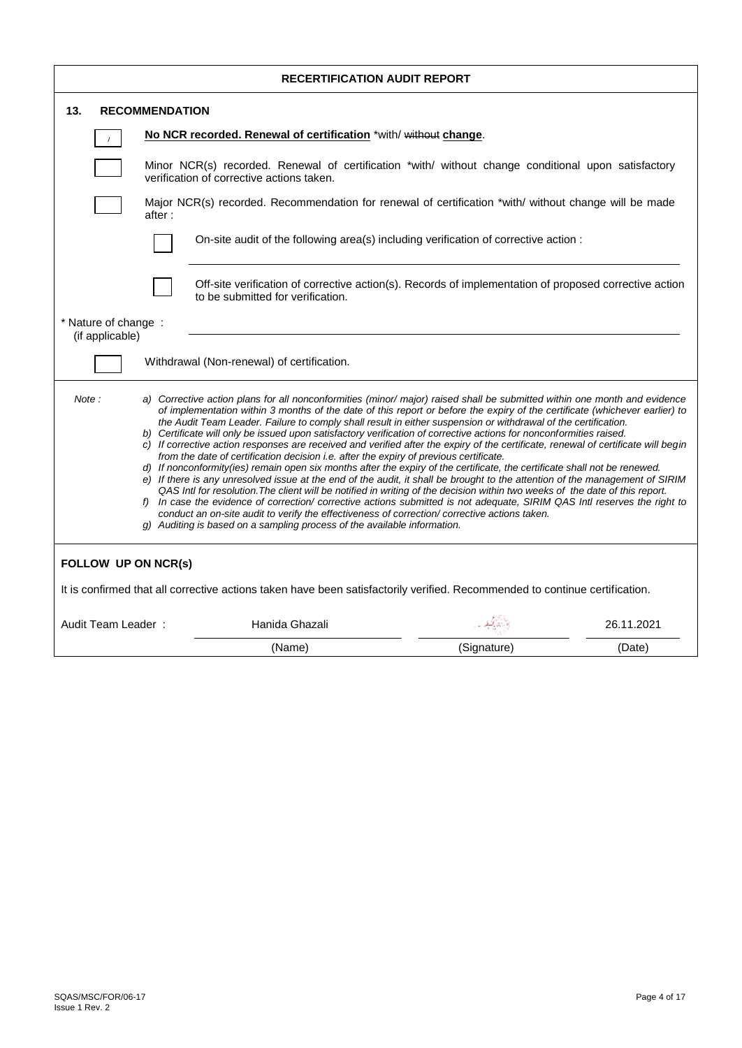# RECERTIFICATION AUDIT REPORT

## 13. RECOMMENDATION

[ / ] **No NCR recorded. Renewal of certification** *with/ ~~without~~ **change**.

[ ] Minor NCR(s) recorded. Renewal of certification *with/ without change conditional upon satisfactory verification of corrective actions taken.

[ ] Major NCR(s) recorded. Recommendation for renewal of certification *with/ without change will be made after :

- [ ] On-site audit of the following area(s) including verification of corrective action :

  ______________________________

- [ ] Off-site verification of corrective action(s). Records of implementation of proposed corrective action to be submitted for verification.

\* Nature of change : ______________________________
(if applicable)

[ ] Withdrawal (Non-renewal) of certification.

Note :

*a) Corrective action plans for all nonconformities (minor/ major) raised shall be submitted within one month and evidence of implementation within 3 months of the date of this report or before the expiry of the certificate (whichever earlier) to the Audit Team Leader. Failure to comply shall result in either suspension or withdrawal of the certification.*

*b) Certificate will only be issued upon satisfactory verification of corrective actions for nonconformities raised.*

*c) If corrective action responses are received and verified after the expiry of the certificate, renewal of certificate will begin from the date of certification decision i.e. after the expiry of previous certificate.*

*d) If nonconformity(ies) remain open six months after the expiry of the certificate, the certificate shall not be renewed.*

*e) If there is any unresolved issue at the end of the audit, it shall be brought to the attention of the management of SIRIM QAS Intl for resolution.The client will be notified in writing of the decision within two weeks of the date of this report.*

*f) In case the evidence of correction/ corrective actions submitted is not adequate, SIRIM QAS Intl reserves the right to conduct an on-site audit to verify the effectiveness of correction/ corrective actions taken.*

*g) Auditing is based on a sampling process of the available information.*

## FOLLOW UP ON NCR(s)

It is confirmed that all corrective actions taken have been satisfactorily verified. Recommended to continue certification.

| Audit Team Leader : | Hanida Ghazali | [signature] | 26.11.2021 |
|---|---|---|---|
| | (Name) | (Signature) | (Date) |

SQAS/MSC/FOR/06-17
Issue 1 Rev. 2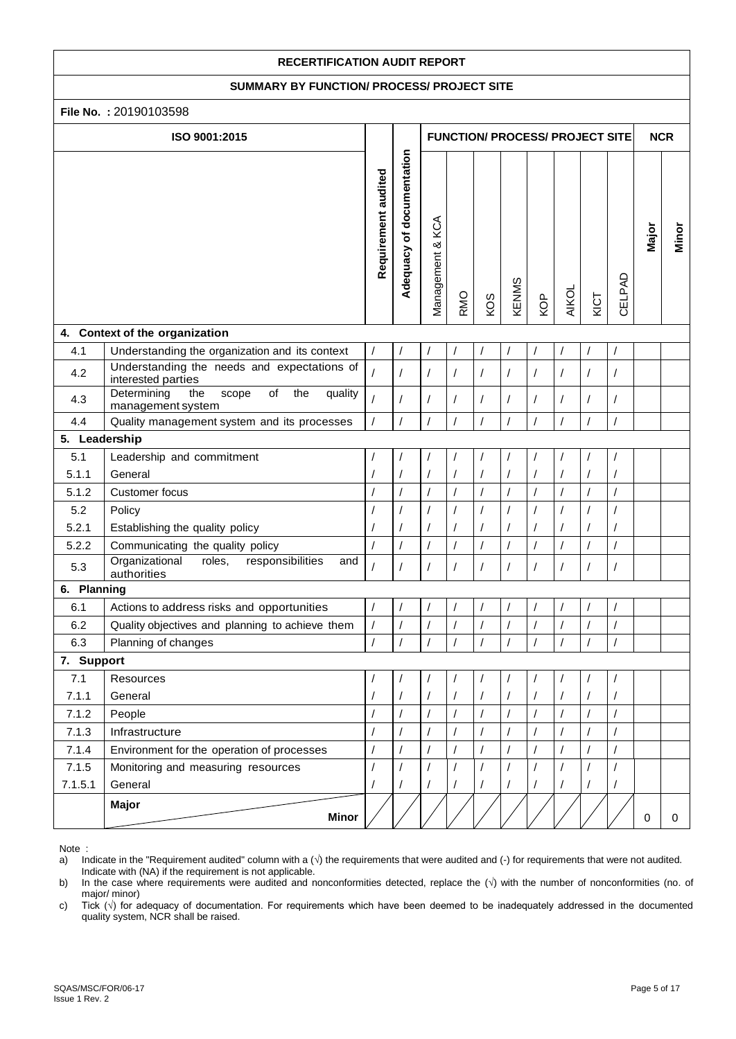# RECERTIFICATION AUDIT REPORT

## SUMMARY BY FUNCTION/ PROCESS/ PROJECT SITE

**File No. :** 20190103598

| ISO 9001:2015 | | Requirement audited | Adequacy of documentation | FUNCTION/ PROCESS/ PROJECT SITE | | | | | | | | NCR | |
|---|---|---|---|---|---|---|---|---|---|---|---|---|---|
| | | | | Management & KCA | RMO | KOS | KENMS | KOP | AIKOL | KICT | CELPAD | Major | Minor |
| **4. Context of the organization** | | | | | | | | | | | | | |
| 4.1 | Understanding the organization and its context | / | / | / | / | / | / | / | / | / | / | | |
| 4.2 | Understanding the needs and expectations of interested parties | / | / | / | / | / | / | / | / | / | / | | |
| 4.3 | Determining the scope of the quality management system | / | / | / | / | / | / | / | / | / | / | | |
| 4.4 | Quality management system and its processes | / | / | / | / | / | / | / | / | / | / | | |
| **5. Leadership** | | | | | | | | | | | | | |
| 5.1 | Leadership and commitment | / | / | / | / | / | / | / | / | / | / | | |
| 5.1.1 | General | / | / | / | / | / | / | / | / | / | / | | |
| 5.1.2 | Customer focus | / | / | / | / | / | / | / | / | / | / | | |
| 5.2 | Policy | / | / | / | / | / | / | / | / | / | / | | |
| 5.2.1 | Establishing the quality policy | / | / | / | / | / | / | / | / | / | / | | |
| 5.2.2 | Communicating the quality policy | / | / | / | / | / | / | / | / | / | / | | |
| 5.3 | Organizational roles, responsibilities and authorities | / | / | / | / | / | / | / | / | / | / | | |
| **6. Planning** | | | | | | | | | | | | | |
| 6.1 | Actions to address risks and opportunities | / | / | / | / | / | / | / | / | / | / | | |
| 6.2 | Quality objectives and planning to achieve them | / | / | / | / | / | / | / | / | / | / | | |
| 6.3 | Planning of changes | / | / | / | / | / | / | / | / | / | / | | |
| **7. Support** | | | | | | | | | | | | | |
| 7.1 | Resources | / | / | / | / | / | / | / | / | / | / | | |
| 7.1.1 | General | / | / | / | / | / | / | / | / | / | / | | |
| 7.1.2 | People | / | / | / | / | / | / | / | / | / | / | | |
| 7.1.3 | Infrastructure | / | / | / | / | / | / | / | / | / | / | | |
| 7.1.4 | Environment for the operation of processes | / | / | / | / | / | / | / | / | / | / | | |
| 7.1.5 | Monitoring and measuring resources | / | / | / | / | / | / | / | / | / | / | | |
| 7.1.5.1 | General | / | / | / | / | / | / | / | / | / | / | | |
| | **Major** / **Minor** | | | | | | | | | | | 0 | 0 |

Note :

a) Indicate in the "Requirement audited" column with a (√) the requirements that were audited and (-) for requirements that were not audited. Indicate with (NA) if the requirement is not applicable.

b) In the case where requirements were audited and nonconformities detected, replace the (√) with the number of nonconformities (no. of major/ minor)

c) Tick (√) for adequacy of documentation. For requirements which have been deemed to be inadequately addressed in the documented quality system, NCR shall be raised.

SQAS/MSC/FOR/06-17
Issue 1 Rev. 2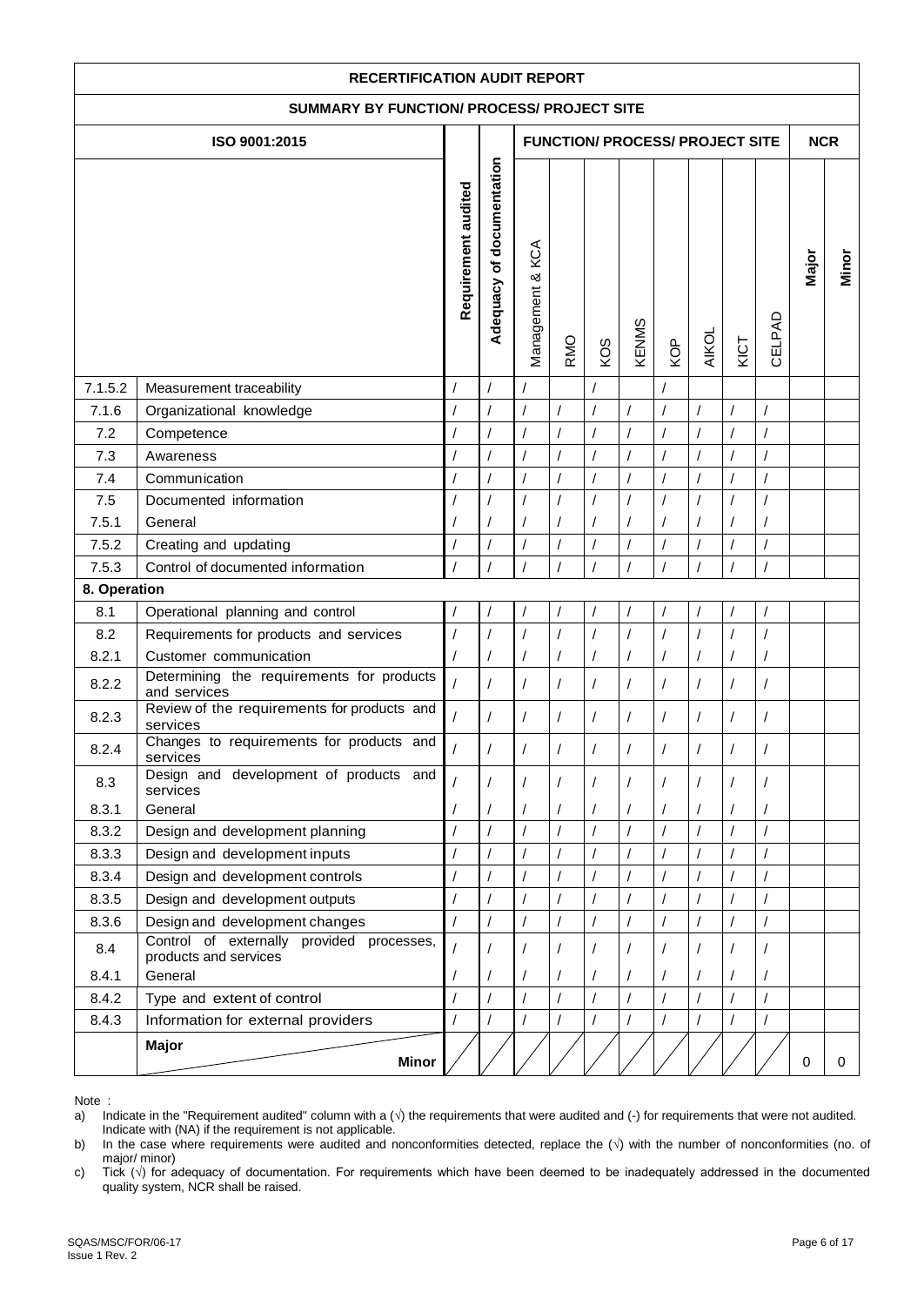| RECERTIFICATION AUDIT REPORT | | | | | | | | | | | | | | | |
|---|---|---|---|---|---|---|---|---|---|---|---|---|---|---|---|
| SUMMARY BY FUNCTION/ PROCESS/ PROJECT SITE | | | | | | | | | | | | | | | |
| ISO 9001:2015 | | | | FUNCTION/ PROCESS/ PROJECT SITE | | | | | | | | | | NCR | |
| | | Requirement audited | Adequacy of documentation | Management & KCA | RMO | KOS | KENMS | KOP | AIKOL | KICT | CELPAD | Major | Minor |
| 7.1.5.2 | Measurement traceability | / | / | / | | / | | / | | | | | |
| 7.1.6 | Organizational knowledge | / | / | / | / | / | / | / | / | / | / | | |
| 7.2 | Competence | / | / | / | / | / | / | / | / | / | / | | |
| 7.3 | Awareness | / | / | / | / | / | / | / | / | / | / | | |
| 7.4 | Communication | / | / | / | / | / | / | / | / | / | / | | |
| 7.5 | Documented information | / | / | / | / | / | / | / | / | / | / | | |
| 7.5.1 | General | / | / | / | / | / | / | / | / | / | / | | |
| 7.5.2 | Creating and updating | / | / | / | / | / | / | / | / | / | / | | |
| 7.5.3 | Control of documented information | / | / | / | / | / | / | / | / | / | / | | |
| **8. Operation** | | | | | | | | | | | | | |
| 8.1 | Operational planning and control | / | / | / | / | / | / | / | / | / | / | | |
| 8.2 | Requirements for products and services | / | / | / | / | / | / | / | / | / | / | | |
| 8.2.1 | Customer communication | / | / | / | / | / | / | / | / | / | / | | |
| 8.2.2 | Determining the requirements for products and services | / | / | / | / | / | / | / | / | / | / | | |
| 8.2.3 | Review of the requirements for products and services | / | / | / | / | / | / | / | / | / | / | | |
| 8.2.4 | Changes to requirements for products and services | / | / | / | / | / | / | / | / | / | / | | |
| 8.3 | Design and development of products and services | / | / | / | / | / | / | / | / | / | / | | |
| 8.3.1 | General | / | / | / | / | / | / | / | / | / | / | | |
| 8.3.2 | Design and development planning | / | / | / | / | / | / | / | / | / | / | | |
| 8.3.3 | Design and development inputs | / | / | / | / | / | / | / | / | / | / | | |
| 8.3.4 | Design and development controls | / | / | / | / | / | / | / | / | / | / | | |
| 8.3.5 | Design and development outputs | / | / | / | / | / | / | / | / | / | / | | |
| 8.3.6 | Design and development changes | / | / | / | / | / | / | / | / | / | / | | |
| 8.4 | Control of externally provided processes, products and services | / | / | / | / | / | / | / | / | / | / | | |
| 8.4.1 | General | / | / | / | / | / | / | / | / | / | / | | |
| 8.4.2 | Type and extent of control | / | / | / | / | / | / | / | / | / | / | | |
| 8.4.3 | Information for external providers | / | / | / | / | / | / | / | / | / | / | | |
| | **Major** / **Minor** | | | | | | | | | | | 0 | 0 |

Note :

a) Indicate in the "Requirement audited" column with a (√) the requirements that were audited and (-) for requirements that were not audited. Indicate with (NA) if the requirement is not applicable.

b) In the case where requirements were audited and nonconformities detected, replace the (√) with the number of nonconformities (no. of major/ minor)

c) Tick (√) for adequacy of documentation. For requirements which have been deemed to be inadequately addressed in the documented quality system, NCR shall be raised.

SQAS/MSC/FOR/06-17
Issue 1 Rev. 2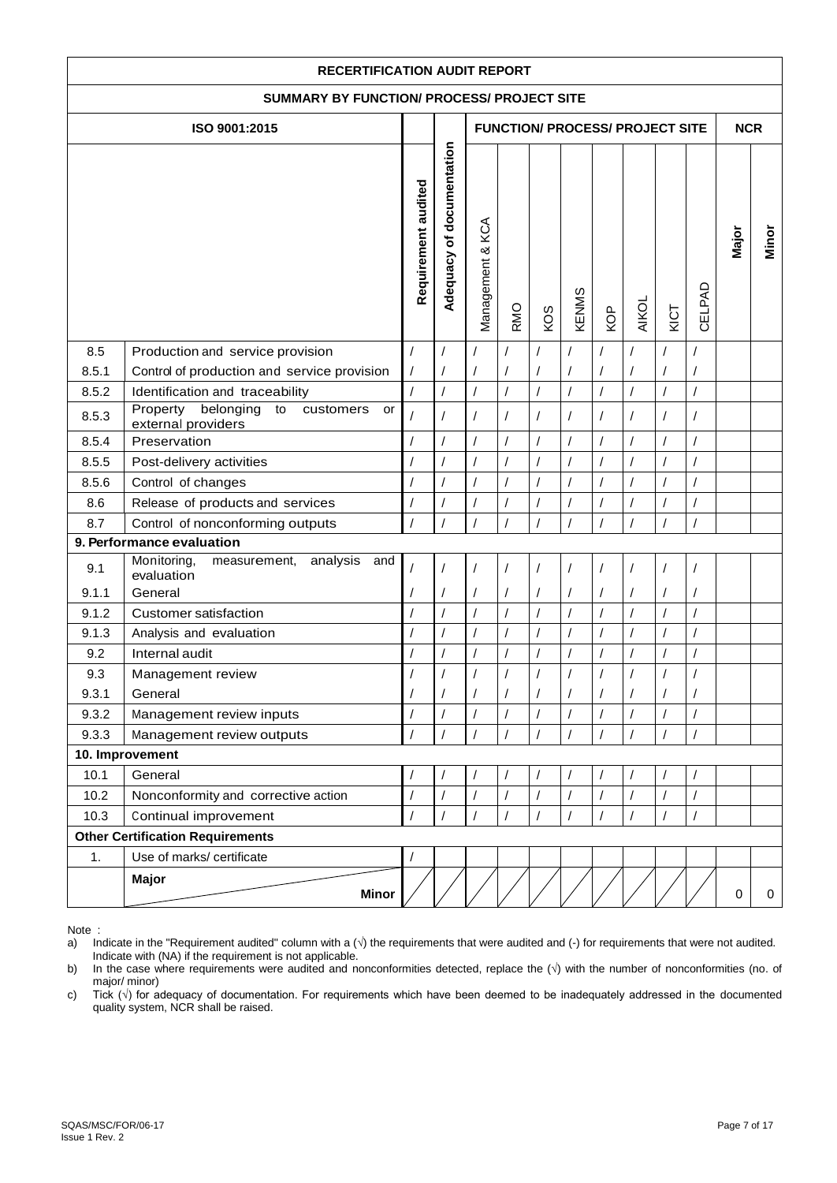| RECERTIFICATION AUDIT REPORT | | | | | | | | | | | | | | |
|---|---|---|---|---|---|---|---|---|---|---|---|---|---|---|
| SUMMARY BY FUNCTION/ PROCESS/ PROJECT SITE | | | | | | | | | | | | | | |
| ISO 9001:2015 | | | | FUNCTION/ PROCESS/ PROJECT SITE | | | | | | | | | NCR | |
| | | Requirement audited | Adequacy of documentation | Management & KCA | RMO | KOS | KENMS | KOP | AIKOL | KICT | CELPAD | | Major | Minor |
| 8.5 | Production and service provision | / | / | / | / | / | / | / | / | / | / | | | |
| 8.5.1 | Control of production and service provision | / | / | / | / | / | / | / | / | / | / | | | |
| 8.5.2 | Identification and traceability | / | / | / | / | / | / | / | / | / | / | | | |
| 8.5.3 | Property belonging to customers or external providers | / | / | / | / | / | / | / | / | / | / | | | |
| 8.5.4 | Preservation | / | / | / | / | / | / | / | / | / | / | | | |
| 8.5.5 | Post-delivery activities | / | / | / | / | / | / | / | / | / | / | | | |
| 8.5.6 | Control of changes | / | / | / | / | / | / | / | / | / | / | | | |
| 8.6 | Release of products and services | / | / | / | / | / | / | / | / | / | / | | | |
| 8.7 | Control of nonconforming outputs | / | / | / | / | / | / | / | / | / | / | | | |
| **9. Performance evaluation** | | | | | | | | | | | | | | |
| 9.1 | Monitoring, measurement, analysis and evaluation | / | / | / | / | / | / | / | / | / | / | | | |
| 9.1.1 | General | / | / | / | / | / | / | / | / | / | / | | | |
| 9.1.2 | Customer satisfaction | / | / | / | / | / | / | / | / | / | / | | | |
| 9.1.3 | Analysis and evaluation | / | / | / | / | / | / | / | / | / | / | | | |
| 9.2 | Internal audit | / | / | / | / | / | / | / | / | / | / | | | |
| 9.3 | Management review | / | / | / | / | / | / | / | / | / | / | | | |
| 9.3.1 | General | / | / | / | / | / | / | / | / | / | / | | | |
| 9.3.2 | Management review inputs | / | / | / | / | / | / | / | / | / | / | | | |
| 9.3.3 | Management review outputs | / | / | / | / | / | / | / | / | / | / | | | |
| **10. Improvement** | | | | | | | | | | | | | | |
| 10.1 | General | / | / | / | / | / | / | / | / | / | / | | | |
| 10.2 | Nonconformity and corrective action | / | / | / | / | / | / | / | / | / | / | | | |
| 10.3 | Continual improvement | / | / | / | / | / | / | / | / | / | / | | | |
| **Other Certification Requirements** | | | | | | | | | | | | | | |
| 1. | Use of marks/ certificate | / | | | | | | | | | | | | |
| | **Major** / **Minor** | | | | | | | | | | | | 0 | 0 |

Note :

a) Indicate in the "Requirement audited" column with a (√) the requirements that were audited and (-) for requirements that were not audited. Indicate with (NA) if the requirement is not applicable.

b) In the case where requirements were audited and nonconformities detected, replace the (√) with the number of nonconformities (no. of major/ minor)

c) Tick (√) for adequacy of documentation. For requirements which have been deemed to be inadequately addressed in the documented quality system, NCR shall be raised.

SQAS/MSC/FOR/06-17
Issue 1 Rev. 2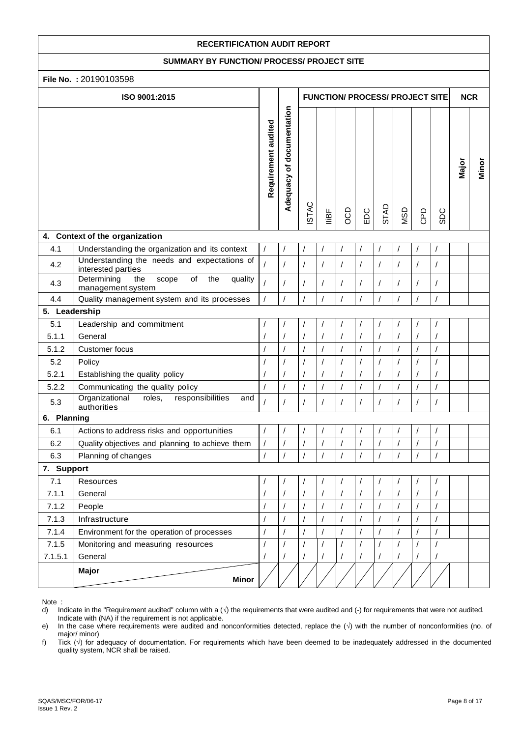**RECERTIFICATION AUDIT REPORT**

**SUMMARY BY FUNCTION/ PROCESS/ PROJECT SITE**

**File No. :** 20190103598

| ISO 9001:2015 | | Requirement audited | Adequacy of documentation | FUNCTION/ PROCESS/ PROJECT SITE | | | | | | | | NCR | |
|---|---|---|---|---|---|---|---|---|---|---|---|---|---|
| | | | | ISTAC | IIiBF | OCD | EDC | STAD | MSD | CPD | SDC | Major | Minor |
| **4. Context of the organization** | | | | | | | | | | | | | |
| 4.1 | Understanding the organization and its context | / | / | / | / | / | / | / | / | / | / | | |
| 4.2 | Understanding the needs and expectations of interested parties | / | / | / | / | / | / | / | / | / | / | | |
| 4.3 | Determining the scope of the quality management system | / | / | / | / | / | / | / | / | / | / | | |
| 4.4 | Quality management system and its processes | / | / | / | / | / | / | / | / | / | / | | |
| **5. Leadership** | | | | | | | | | | | | | |
| 5.1 | Leadership and commitment | / | / | / | / | / | / | / | / | / | / | | |
| 5.1.1 | General | / | / | / | / | / | / | / | / | / | / | | |
| 5.1.2 | Customer focus | / | / | / | / | / | / | / | / | / | / | | |
| 5.2 | Policy | / | / | / | / | / | / | / | / | / | / | | |
| 5.2.1 | Establishing the quality policy | / | / | / | / | / | / | / | / | / | / | | |
| 5.2.2 | Communicating the quality policy | / | / | / | / | / | / | / | / | / | / | | |
| 5.3 | Organizational roles, responsibilities and authorities | / | / | / | / | / | / | / | / | / | / | | |
| **6. Planning** | | | | | | | | | | | | | |
| 6.1 | Actions to address risks and opportunities | / | / | / | / | / | / | / | / | / | / | | |
| 6.2 | Quality objectives and planning to achieve them | / | / | / | / | / | / | / | / | / | / | | |
| 6.3 | Planning of changes | / | / | / | / | / | / | / | / | / | / | | |
| **7. Support** | | | | | | | | | | | | | |
| 7.1 | Resources | / | / | / | / | / | / | / | / | / | / | | |
| 7.1.1 | General | / | / | / | / | / | / | / | / | / | / | | |
| 7.1.2 | People | / | / | / | / | / | / | / | / | / | / | | |
| 7.1.3 | Infrastructure | / | / | / | / | / | / | / | / | / | / | | |
| 7.1.4 | Environment for the operation of processes | / | / | / | / | / | / | / | / | / | / | | |
| 7.1.5 | Monitoring and measuring resources | / | / | / | / | / | / | / | / | / | / | | |
| 7.1.5.1 | General | / | / | / | / | / | / | / | / | / | / | | |
| | **Major** / **Minor** | | | | | | | | | | | | |

Note :

d) Indicate in the "Requirement audited" column with a (√) the requirements that were audited and (-) for requirements that were not audited. Indicate with (NA) if the requirement is not applicable.

e) In the case where requirements were audited and nonconformities detected, replace the (√) with the number of nonconformities (no. of major/ minor)

f) Tick (√) for adequacy of documentation. For requirements which have been deemed to be inadequately addressed in the documented quality system, NCR shall be raised.

SQAS/MSC/FOR/06-17
Issue 1 Rev. 2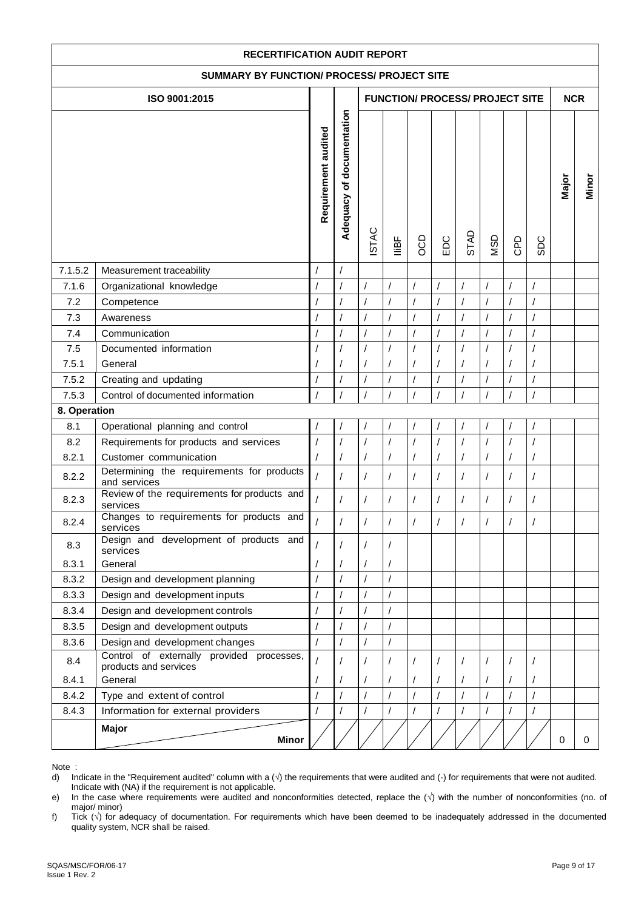| RECERTIFICATION AUDIT REPORT | | | | | | | | | | | | | | | |
|---|---|---|---|---|---|---|---|---|---|---|---|---|---|---|---|
| **SUMMARY BY FUNCTION/ PROCESS/ PROJECT SITE** | | | | | | | | | | | | | | | |
| **ISO 9001:2015** | | | | **FUNCTION/ PROCESS/ PROJECT SITE** | | | | | | | | | | **NCR** | |
| | | **Requirement audited** | **Adequacy of documentation** | ISTAC | IIiBF | OCD | EDC | STAD | MSD | CPD | SDC | **Major** | **Minor** | | |
| 7.1.5.2 | Measurement traceability | / | / | | | | | | | | | | | | |
| 7.1.6 | Organizational knowledge | / | / | / | / | / | / | / | / | / | / | | | | |
| 7.2 | Competence | / | / | / | / | / | / | / | / | / | / | | | | |
| 7.3 | Awareness | / | / | / | / | / | / | / | / | / | / | | | | |
| 7.4 | Communication | / | / | / | / | / | / | / | / | / | / | | | | |
| 7.5 | Documented information | / | / | / | / | / | / | / | / | / | / | | | | |
| 7.5.1 | General | / | / | / | / | / | / | / | / | / | / | | | | |
| 7.5.2 | Creating and updating | / | / | / | / | / | / | / | / | / | / | | | | |
| 7.5.3 | Control of documented information | / | / | / | / | / | / | / | / | / | / | | | | |
| **8. Operation** | | | | | | | | | | | | | | | |
| 8.1 | Operational planning and control | / | / | / | / | / | / | / | / | / | / | | | | |
| 8.2 | Requirements for products and services | / | / | / | / | / | / | / | / | / | / | | | | |
| 8.2.1 | Customer communication | / | / | / | / | / | / | / | / | / | / | | | | |
| 8.2.2 | Determining the requirements for products and services | / | / | / | / | / | / | / | / | / | / | | | | |
| 8.2.3 | Review of the requirements for products and services | / | / | / | / | / | / | / | / | / | / | | | | |
| 8.2.4 | Changes to requirements for products and services | / | / | / | / | / | / | / | / | / | / | | | | |
| 8.3 | Design and development of products and services | / | / | / | / | | | | | | | | | | |
| 8.3.1 | General | / | / | / | / | | | | | | | | | | |
| 8.3.2 | Design and development planning | / | / | / | / | | | | | | | | | | |
| 8.3.3 | Design and development inputs | / | / | / | / | | | | | | | | | | |
| 8.3.4 | Design and development controls | / | / | / | / | | | | | | | | | | |
| 8.3.5 | Design and development outputs | / | / | / | / | | | | | | | | | | |
| 8.3.6 | Design and development changes | / | / | / | / | | | | | | | | | | |
| 8.4 | Control of externally provided processes, products and services | / | / | / | / | / | / | / | / | / | / | | | | |
| 8.4.1 | General | / | / | / | / | / | / | / | / | / | / | | | | |
| 8.4.2 | Type and extent of control | / | / | / | / | / | / | / | / | / | / | | | | |
| 8.4.3 | Information for external providers | / | / | / | / | / | / | / | / | / | / | | | | |
| | **Major** / **Minor** | | | | | | | | | | | 0 | 0 | | |

Note :

d) Indicate in the "Requirement audited" column with a (√) the requirements that were audited and (-) for requirements that were not audited. Indicate with (NA) if the requirement is not applicable.

e) In the case where requirements were audited and nonconformities detected, replace the (√) with the number of nonconformities (no. of major/ minor)

f) Tick (√) for adequacy of documentation. For requirements which have been deemed to be inadequately addressed in the documented quality system, NCR shall be raised.

SQAS/MSC/FOR/06-17
Issue 1 Rev. 2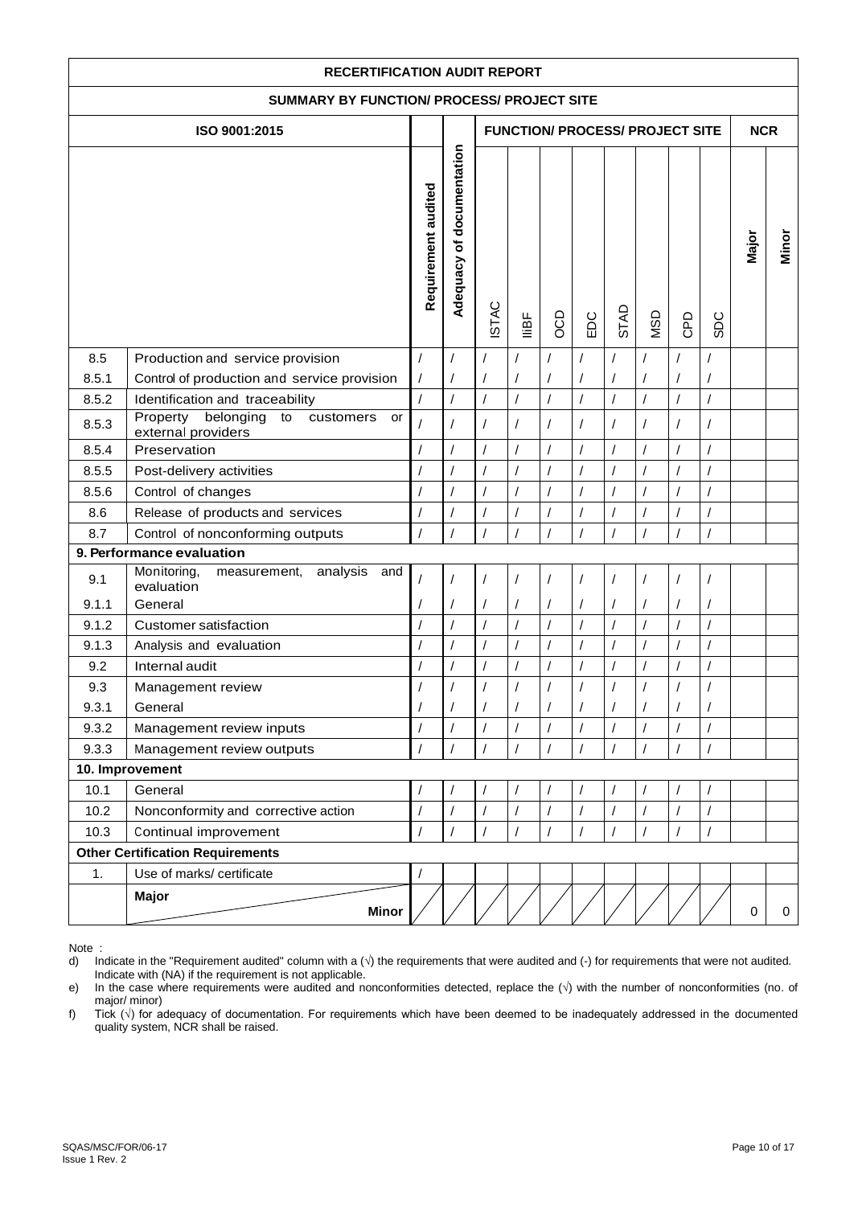| RECERTIFICATION AUDIT REPORT | | | | | | | | | | | | | | |
|---|---|---|---|---|---|---|---|---|---|---|---|---|---|---|
| **SUMMARY BY FUNCTION/ PROCESS/ PROJECT SITE** | | | | | | | | | | | | | | |
| **ISO 9001:2015** | | | | **FUNCTION/ PROCESS/ PROJECT SITE** | | | | | | | | | **NCR** | |
| | | Requirement audited | Adequacy of documentation | ISTAC | IliBF | OCD | EDC | STAD | MSD | CPD | SDC | Major | Minor |
| 8.5 | Production and service provision | / | / | / | / | / | / | / | / | / | / | | |
| 8.5.1 | Control of production and service provision | / | / | / | / | / | / | / | / | / | / | | |
| 8.5.2 | Identification and traceability | / | / | / | / | / | / | / | / | / | / | | |
| 8.5.3 | Property belonging to customers or external providers | / | / | / | / | / | / | / | / | / | / | | |
| 8.5.4 | Preservation | / | / | / | / | / | / | / | / | / | / | | |
| 8.5.5 | Post-delivery activities | / | / | / | / | / | / | / | / | / | / | | |
| 8.5.6 | Control of changes | / | / | / | / | / | / | / | / | / | / | | |
| 8.6 | Release of products and services | / | / | / | / | / | / | / | / | / | / | | |
| 8.7 | Control of nonconforming outputs | / | / | / | / | / | / | / | / | / | / | | |
| **9. Performance evaluation** | | | | | | | | | | | | | |
| 9.1 | Monitoring, measurement, analysis and evaluation | / | / | / | / | / | / | / | / | / | / | | |
| 9.1.1 | General | / | / | / | / | / | / | / | / | / | / | | |
| 9.1.2 | Customer satisfaction | / | / | / | / | / | / | / | / | / | / | | |
| 9.1.3 | Analysis and evaluation | / | / | / | / | / | / | / | / | / | / | | |
| 9.2 | Internal audit | / | / | / | / | / | / | / | / | / | / | | |
| 9.3 | Management review | / | / | / | / | / | / | / | / | / | / | | |
| 9.3.1 | General | / | / | / | / | / | / | / | / | / | / | | |
| 9.3.2 | Management review inputs | / | / | / | / | / | / | / | / | / | / | | |
| 9.3.3 | Management review outputs | / | / | / | / | / | / | / | / | / | / | | |
| **10. Improvement** | | | | | | | | | | | | | |
| 10.1 | General | / | / | / | / | / | / | / | / | / | / | | |
| 10.2 | Nonconformity and corrective action | / | / | / | / | / | / | / | / | / | / | | |
| 10.3 | Continual improvement | / | / | / | / | / | / | / | / | / | / | | |
| **Other Certification Requirements** | | | | | | | | | | | | | |
| 1. | Use of marks/ certificate | / | | | | | | | | | | | |
| | **Major** / **Minor** | | | | | | | | | | | 0 | 0 |

Note :

d) Indicate in the "Requirement audited" column with a (√) the requirements that were audited and (-) for requirements that were not audited. Indicate with (NA) if the requirement is not applicable.

e) In the case where requirements were audited and nonconformities detected, replace the (√) with the number of nonconformities (no. of major/ minor)

f) Tick (√) for adequacy of documentation. For requirements which have been deemed to be inadequately addressed in the documented quality system, NCR shall be raised.

SQAS/MSC/FOR/06-17
Issue 1 Rev. 2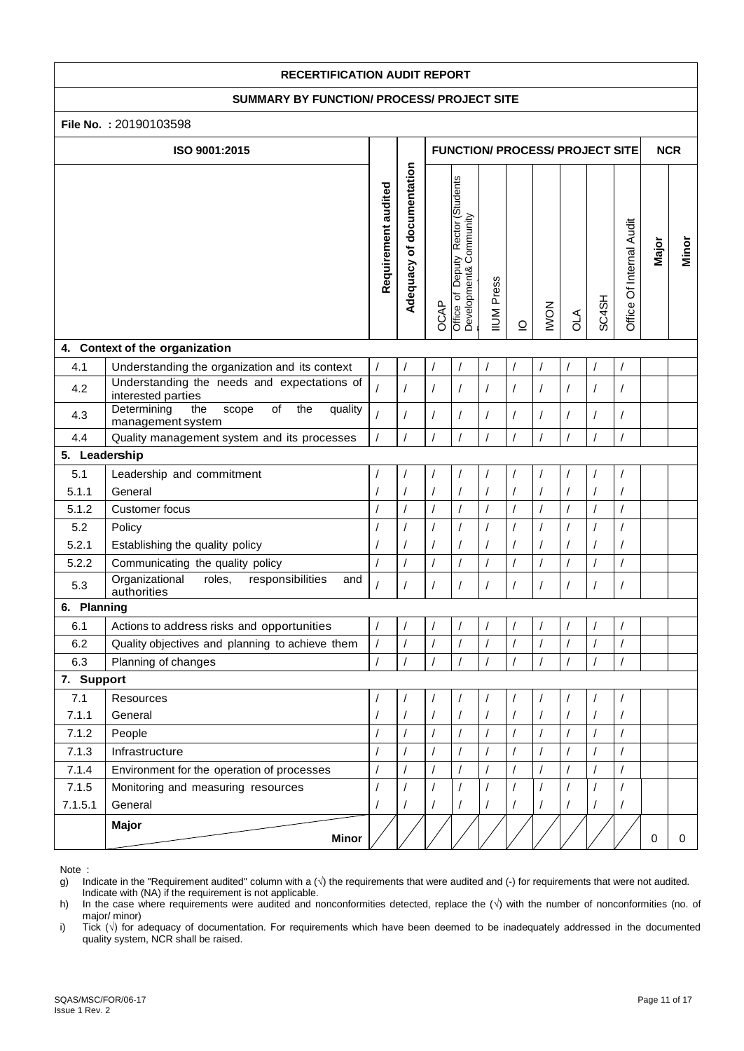**RECERTIFICATION AUDIT REPORT**

**SUMMARY BY FUNCTION/ PROCESS/ PROJECT SITE**

**File No. :** 20190103598

| ISO 9001:2015 | | Requirement audited | Adequacy of documentation | OCAP | Office of Deputy Rector (Students Development& Community | IIUM Press | IO | IWON | OLA | SC4SH | Office Of Internal Audit | Major | Minor |
|---|---|---|---|---|---|---|---|---|---|---|---|---|---|
| | | | | FUNCTION/ PROCESS/ PROJECT SITE | | | | | | | | NCR | |
| **4. Context of the organization** | | | | | | | | | | | | | |
| 4.1 | Understanding the organization and its context | / | / | / | / | / | / | / | / | / | / | | |
| 4.2 | Understanding the needs and expectations of interested parties | / | / | / | / | / | / | / | / | / | / | | |
| 4.3 | Determining the scope of the quality management system | / | / | / | / | / | / | / | / | / | / | | |
| 4.4 | Quality management system and its processes | / | / | / | / | / | / | / | / | / | / | | |
| **5. Leadership** | | | | | | | | | | | | | |
| 5.1 | Leadership and commitment | / | / | / | / | / | / | / | / | / | / | | |
| 5.1.1 | General | / | / | / | / | / | / | / | / | / | / | | |
| 5.1.2 | Customer focus | / | / | / | / | / | / | / | / | / | / | | |
| 5.2 | Policy | / | / | / | / | / | / | / | / | / | / | | |
| 5.2.1 | Establishing the quality policy | / | / | / | / | / | / | / | / | / | / | | |
| 5.2.2 | Communicating the quality policy | / | / | / | / | / | / | / | / | / | / | | |
| 5.3 | Organizational roles, responsibilities and authorities | / | / | / | / | / | / | / | / | / | / | | |
| **6. Planning** | | | | | | | | | | | | | |
| 6.1 | Actions to address risks and opportunities | / | / | / | / | / | / | / | / | / | / | | |
| 6.2 | Quality objectives and planning to achieve them | / | / | / | / | / | / | / | / | / | / | | |
| 6.3 | Planning of changes | / | / | / | / | / | / | / | / | / | / | | |
| **7. Support** | | | | | | | | | | | | | |
| 7.1 | Resources | / | / | / | / | / | / | / | / | / | / | | |
| 7.1.1 | General | / | / | / | / | / | / | / | / | / | / | | |
| 7.1.2 | People | / | / | / | / | / | / | / | / | / | / | | |
| 7.1.3 | Infrastructure | / | / | / | / | / | / | / | / | / | / | | |
| 7.1.4 | Environment for the operation of processes | / | / | / | / | / | / | / | / | / | / | | |
| 7.1.5 | Monitoring and measuring resources | / | / | / | / | / | / | / | / | / | / | | |
| 7.1.5.1 | General | / | / | / | / | / | / | / | / | / | / | | |
| | **Major** / **Minor** | | | | | | | | | | | 0 | 0 |

Note :

g) Indicate in the "Requirement audited" column with a (√) the requirements that were audited and (-) for requirements that were not audited. Indicate with (NA) if the requirement is not applicable.

h) In the case where requirements were audited and nonconformities detected, replace the (√) with the number of nonconformities (no. of major/ minor)

i) Tick (√) for adequacy of documentation. For requirements which have been deemed to be inadequately addressed in the documented quality system, NCR shall be raised.

SQAS/MSC/FOR/06-17
Issue 1 Rev. 2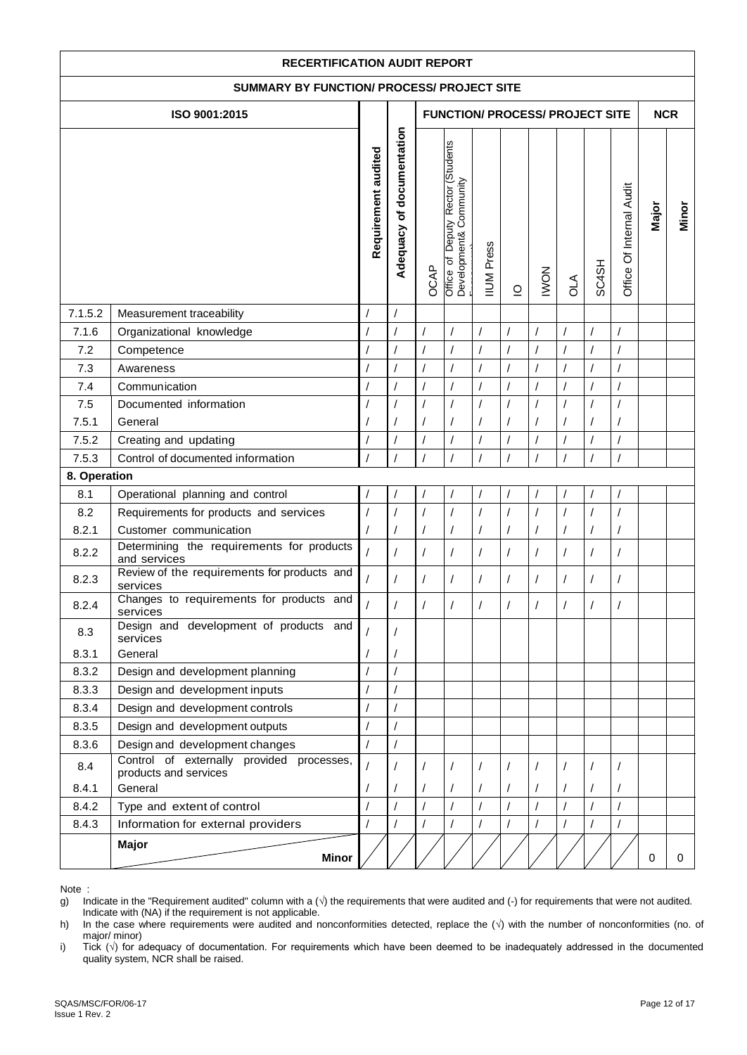| RECERTIFICATION AUDIT REPORT | | | | | | | | | | | | | | |
|---|---|---|---|---|---|---|---|---|---|---|---|---|---|---|
| SUMMARY BY FUNCTION/ PROCESS/ PROJECT SITE | | | | | | | | | | | | | | |
| ISO 9001:2015 | | | | FUNCTION/ PROCESS/ PROJECT SITE | | | | | | | | | NCR | |
| | | Requirement audited | Adequacy of documentation | OCAP | Office of Deputy Rector (Students Development& Community Engagement) | IIUM Press | IO | IWON | OLA | SC4SH | Office Of Internal Audit | | Major | Minor |
| 7.1.5.2 | Measurement traceability | / | / | | | | | | | | | | | |
| 7.1.6 | Organizational knowledge | / | / | / | / | / | / | / | / | / | / | | | |
| 7.2 | Competence | / | / | / | / | / | / | / | / | / | / | | | |
| 7.3 | Awareness | / | / | / | / | / | / | / | / | / | / | | | |
| 7.4 | Communication | / | / | / | / | / | / | / | / | / | / | | | |
| 7.5 | Documented information | / | / | / | / | / | / | / | / | / | / | | | |
| 7.5.1 | General | / | / | / | / | / | / | / | / | / | / | | | |
| 7.5.2 | Creating and updating | / | / | / | / | / | / | / | / | / | / | | | |
| 7.5.3 | Control of documented information | / | / | / | / | / | / | / | / | / | / | | | |
| **8. Operation** | | | | | | | | | | | | | | |
| 8.1 | Operational planning and control | / | / | / | / | / | / | / | / | / | / | | | |
| 8.2 | Requirements for products and services | / | / | / | / | / | / | / | / | / | / | | | |
| 8.2.1 | Customer communication | / | / | / | / | / | / | / | / | / | / | | | |
| 8.2.2 | Determining the requirements for products and services | / | / | / | / | / | / | / | / | / | / | | | |
| 8.2.3 | Review of the requirements for products and services | / | / | / | / | / | / | / | / | / | / | | | |
| 8.2.4 | Changes to requirements for products and services | / | / | / | / | / | / | / | / | / | / | | | |
| 8.3 | Design and development of products and services | / | / | | | | | | | | | | | |
| 8.3.1 | General | / | / | | | | | | | | | | | |
| 8.3.2 | Design and development planning | / | / | | | | | | | | | | | |
| 8.3.3 | Design and development inputs | / | / | | | | | | | | | | | |
| 8.3.4 | Design and development controls | / | / | | | | | | | | | | | |
| 8.3.5 | Design and development outputs | / | / | | | | | | | | | | | |
| 8.3.6 | Design and development changes | / | / | | | | | | | | | | | |
| 8.4 | Control of externally provided processes, products and services | / | / | / | / | / | / | / | / | / | / | | | |
| 8.4.1 | General | / | / | / | / | / | / | / | / | / | / | | | |
| 8.4.2 | Type and extent of control | / | / | / | / | / | / | / | / | / | / | | | |
| 8.4.3 | Information for external providers | / | / | / | / | / | / | / | / | / | / | | | |
| | **Major** / **Minor** | | | | | | | | | | | | 0 | 0 |

Note :

g) Indicate in the "Requirement audited" column with a (√) the requirements that were audited and (-) for requirements that were not audited. Indicate with (NA) if the requirement is not applicable.

h) In the case where requirements were audited and nonconformities detected, replace the (√) with the number of nonconformities (no. of major/ minor)

i) Tick (√) for adequacy of documentation. For requirements which have been deemed to be inadequately addressed in the documented quality system, NCR shall be raised.

SQAS/MSC/FOR/06-17
Issue 1 Rev. 2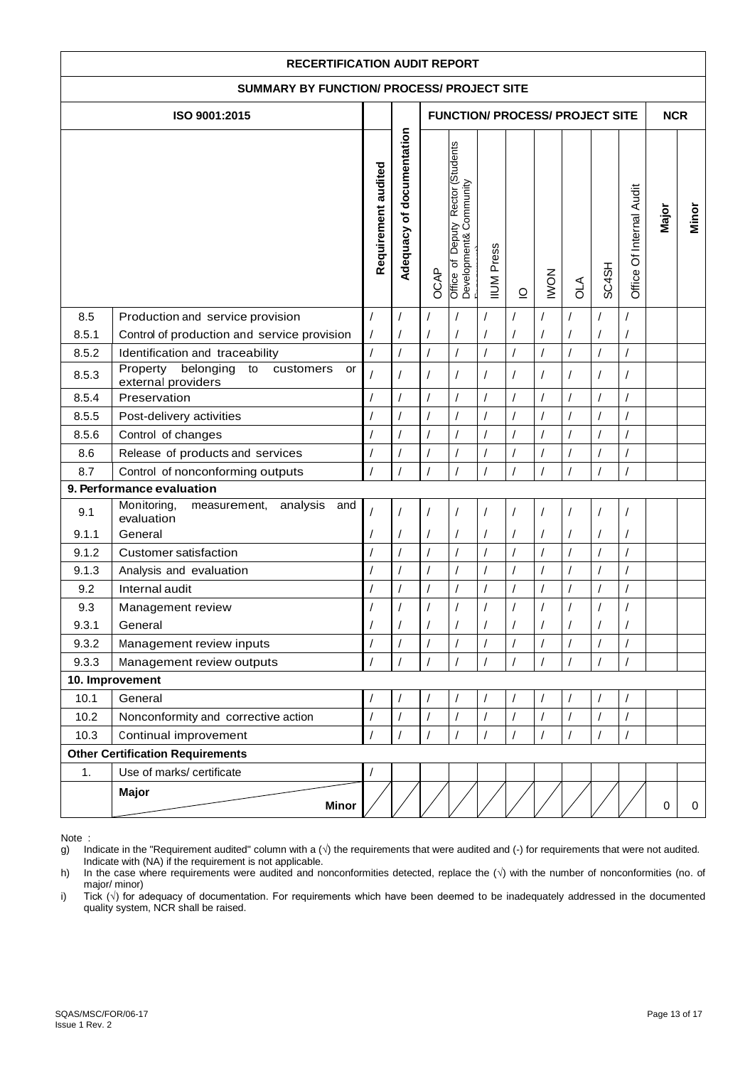| RECERTIFICATION AUDIT REPORT | | | | | | | | | | | | | | |
|---|---|---|---|---|---|---|---|---|---|---|---|---|---|---|
| SUMMARY BY FUNCTION/ PROCESS/ PROJECT SITE | | | | | | | | | | | | | | |
| ISO 9001:2015 | | | | FUNCTION/ PROCESS/ PROJECT SITE | | | | | | | | | NCR | |
| | | Requirement audited | Adequacy of documentation | OCAP | Office of Deputy Rector (Students Development& Community ... | IIUM Press | IO | IWON | OLA | SC4SH | Office Of Internal Audit | Major | Minor |
| 8.5 | Production and service provision | / | / | / | / | / | / | / | / | / | / | | |
| 8.5.1 | Control of production and service provision | / | / | / | / | / | / | / | / | / | / | | |
| 8.5.2 | Identification and traceability | / | / | / | / | / | / | / | / | / | / | | |
| 8.5.3 | Property belonging to customers or external providers | / | / | / | / | / | / | / | / | / | / | | |
| 8.5.4 | Preservation | / | / | / | / | / | / | / | / | / | / | | |
| 8.5.5 | Post-delivery activities | / | / | / | / | / | / | / | / | / | / | | |
| 8.5.6 | Control of changes | / | / | / | / | / | / | / | / | / | / | | |
| 8.6 | Release of products and services | / | / | / | / | / | / | / | / | / | / | | |
| 8.7 | Control of nonconforming outputs | / | / | / | / | / | / | / | / | / | / | | |
| **9. Performance evaluation** | | | | | | | | | | | | | |
| 9.1 | Monitoring, measurement, analysis and evaluation | / | / | / | / | / | / | / | / | / | / | | |
| 9.1.1 | General | / | / | / | / | / | / | / | / | / | / | | |
| 9.1.2 | Customer satisfaction | / | / | / | / | / | / | / | / | / | / | | |
| 9.1.3 | Analysis and evaluation | / | / | / | / | / | / | / | / | / | / | | |
| 9.2 | Internal audit | / | / | / | / | / | / | / | / | / | / | | |
| 9.3 | Management review | / | / | / | / | / | / | / | / | / | / | | |
| 9.3.1 | General | / | / | / | / | / | / | / | / | / | / | | |
| 9.3.2 | Management review inputs | / | / | / | / | / | / | / | / | / | / | | |
| 9.3.3 | Management review outputs | / | / | / | / | / | / | / | / | / | / | | |
| **10. Improvement** | | | | | | | | | | | | | |
| 10.1 | General | / | / | / | / | / | / | / | / | / | / | | |
| 10.2 | Nonconformity and corrective action | / | / | / | / | / | / | / | / | / | / | | |
| 10.3 | Continual improvement | / | / | / | / | / | / | / | / | / | / | | |
| **Other Certification Requirements** | | | | | | | | | | | | | |
| 1. | Use of marks/ certificate | / | | | | | | | | | | | |
| | **Major** / **Minor** | | | | | | | | | | | 0 | 0 |

Note :

g) Indicate in the "Requirement audited" column with a (√) the requirements that were audited and (-) for requirements that were not audited. Indicate with (NA) if the requirement is not applicable.

h) In the case where requirements were audited and nonconformities detected, replace the (√) with the number of nonconformities (no. of major/ minor)

i) Tick (√) for adequacy of documentation. For requirements which have been deemed to be inadequately addressed in the documented quality system, NCR shall be raised.

SQAS/MSC/FOR/06-17
Issue 1 Rev. 2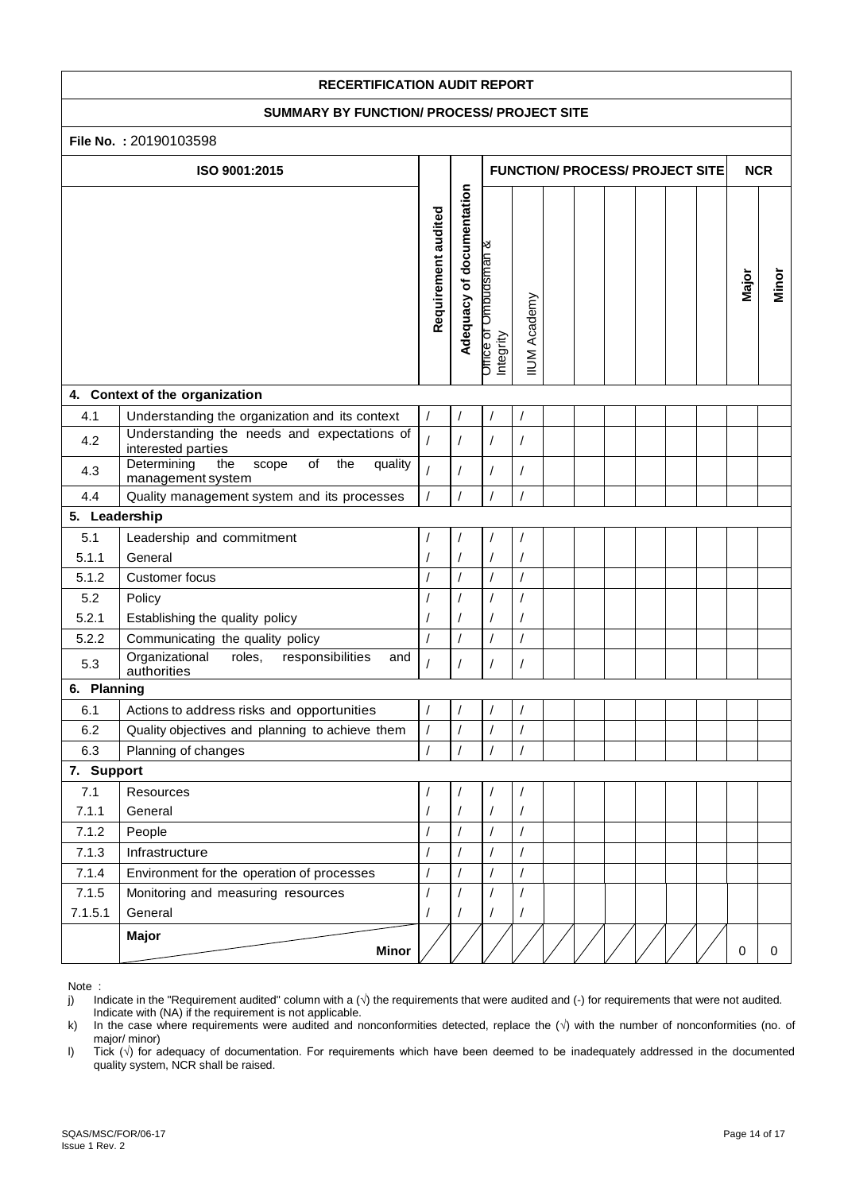# RECERTIFICATION AUDIT REPORT

## SUMMARY BY FUNCTION/ PROCESS/ PROJECT SITE

**File No. :** 20190103598

| ISO 9001:2015 | | Requirement audited | Adequacy of documentation | FUNCTION/ PROCESS/ PROJECT SITE | | | | | | | | NCR | |
|---|---|---|---|---|---|---|---|---|---|---|---|---|---|
| | | | | Office of Ombudsman & Integrity | IIUM Academy | | | | | | | Major | Minor |
| **4. Context of the organization** | | | | | | | | | | | | | |
| 4.1 | Understanding the organization and its context | / | / | / | / | | | | | | | | |
| 4.2 | Understanding the needs and expectations of interested parties | / | / | / | / | | | | | | | | |
| 4.3 | Determining the scope of the quality management system | / | / | / | / | | | | | | | | |
| 4.4 | Quality management system and its processes | / | / | / | / | | | | | | | | |
| **5. Leadership** | | | | | | | | | | | | | |
| 5.1 | Leadership and commitment | / | / | / | / | | | | | | | | |
| 5.1.1 | General | / | / | / | / | | | | | | | | |
| 5.1.2 | Customer focus | / | / | / | / | | | | | | | | |
| 5.2 | Policy | / | / | / | / | | | | | | | | |
| 5.2.1 | Establishing the quality policy | / | / | / | / | | | | | | | | |
| 5.2.2 | Communicating the quality policy | / | / | / | / | | | | | | | | |
| 5.3 | Organizational roles, responsibilities and authorities | / | / | / | / | | | | | | | | |
| **6. Planning** | | | | | | | | | | | | | |
| 6.1 | Actions to address risks and opportunities | / | / | / | / | | | | | | | | |
| 6.2 | Quality objectives and planning to achieve them | / | / | / | / | | | | | | | | |
| 6.3 | Planning of changes | / | / | / | / | | | | | | | | |
| **7. Support** | | | | | | | | | | | | | |
| 7.1 | Resources | / | / | / | / | | | | | | | | |
| 7.1.1 | General | / | / | / | / | | | | | | | | |
| 7.1.2 | People | / | / | / | / | | | | | | | | |
| 7.1.3 | Infrastructure | / | / | / | / | | | | | | | | |
| 7.1.4 | Environment for the operation of processes | / | / | / | / | | | | | | | | |
| 7.1.5 | Monitoring and measuring resources | / | / | / | / | | | | | | | | |
| 7.1.5.1 | General | / | / | / | / | | | | | | | | |
| | **Major** / **Minor** | | | | | | | | | | | 0 | 0 |

Note :

j) Indicate in the "Requirement audited" column with a (√) the requirements that were audited and (-) for requirements that were not audited. Indicate with (NA) if the requirement is not applicable.

k) In the case where requirements were audited and nonconformities detected, replace the (√) with the number of nonconformities (no. of major/ minor)

l) Tick (√) for adequacy of documentation. For requirements which have been deemed to be inadequately addressed in the documented quality system, NCR shall be raised.

SQAS/MSC/FOR/06-17
Issue 1 Rev. 2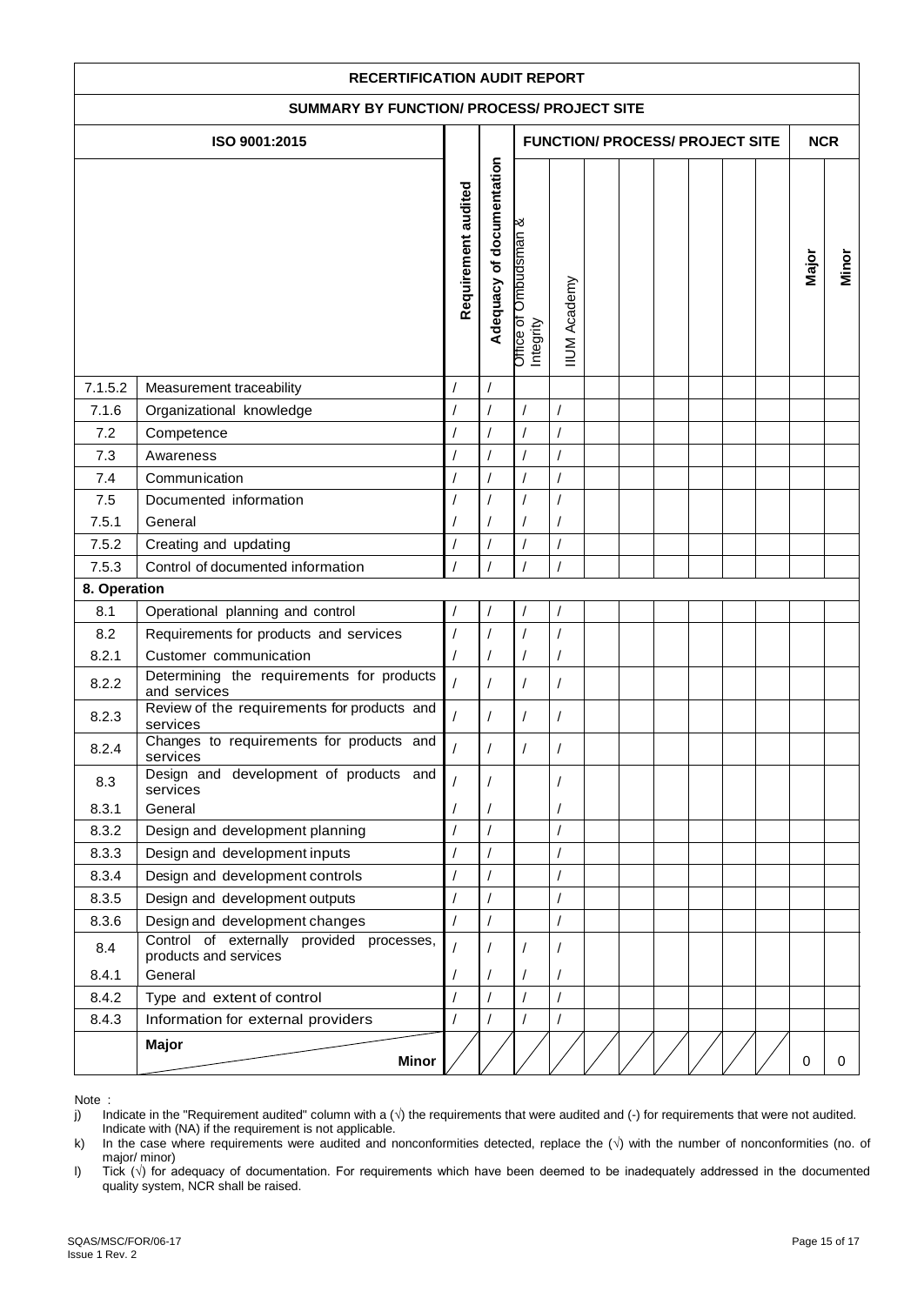| RECERTIFICATION AUDIT REPORT | | | | | | | | | | | | | | |
|---|---|---|---|---|---|---|---|---|---|---|---|---|---|---|
| SUMMARY BY FUNCTION/ PROCESS/ PROJECT SITE | | | | | | | | | | | | | | |
| ISO 9001:2015 | | | | FUNCTION/ PROCESS/ PROJECT SITE | | | | | | | | | NCR | |
| | | Requirement audited | Adequacy of documentation | Office of Ombudsman & Integrity | IIUM Academy | | | | | | | | Major | Minor |
| 7.1.5.2 | Measurement traceability | / | / | | | | | | | | | | | |
| 7.1.6 | Organizational knowledge | / | / | / | / | | | | | | | | | |
| 7.2 | Competence | / | / | / | / | | | | | | | | | |
| 7.3 | Awareness | / | / | / | / | | | | | | | | | |
| 7.4 | Communication | / | / | / | / | | | | | | | | | |
| 7.5 | Documented information | / | / | / | / | | | | | | | | | |
| 7.5.1 | General | / | / | / | / | | | | | | | | | |
| 7.5.2 | Creating and updating | / | / | / | / | | | | | | | | | |
| 7.5.3 | Control of documented information | / | / | / | / | | | | | | | | | |
| **8. Operation** | | | | | | | | | | | | | | |
| 8.1 | Operational planning and control | / | / | / | / | | | | | | | | | |
| 8.2 | Requirements for products and services | / | / | / | / | | | | | | | | | |
| 8.2.1 | Customer communication | / | / | / | / | | | | | | | | | |
| 8.2.2 | Determining the requirements for products and services | / | / | / | / | | | | | | | | | |
| 8.2.3 | Review of the requirements for products and services | / | / | / | / | | | | | | | | | |
| 8.2.4 | Changes to requirements for products and services | / | / | / | / | | | | | | | | | |
| 8.3 | Design and development of products and services | / | / | | / | | | | | | | | | |
| 8.3.1 | General | / | / | | / | | | | | | | | | |
| 8.3.2 | Design and development planning | / | / | | / | | | | | | | | | |
| 8.3.3 | Design and development inputs | / | / | | / | | | | | | | | | |
| 8.3.4 | Design and development controls | / | / | | / | | | | | | | | | |
| 8.3.5 | Design and development outputs | / | / | | / | | | | | | | | | |
| 8.3.6 | Design and development changes | / | / | | / | | | | | | | | | |
| 8.4 | Control of externally provided processes, products and services | / | / | / | / | | | | | | | | | |
| 8.4.1 | General | / | / | / | / | | | | | | | | | |
| 8.4.2 | Type and extent of control | / | / | / | / | | | | | | | | | |
| 8.4.3 | Information for external providers | / | / | / | / | | | | | | | | | |
| | **Major** / **Minor** | | | | | | | | | | | | 0 | 0 |

Note :

j) Indicate in the "Requirement audited" column with a (√) the requirements that were audited and (-) for requirements that were not audited. Indicate with (NA) if the requirement is not applicable.

k) In the case where requirements were audited and nonconformities detected, replace the (√) with the number of nonconformities (no. of major/ minor)

l) Tick (√) for adequacy of documentation. For requirements which have been deemed to be inadequately addressed in the documented quality system, NCR shall be raised.

SQAS/MSC/FOR/06-17
Issue 1 Rev. 2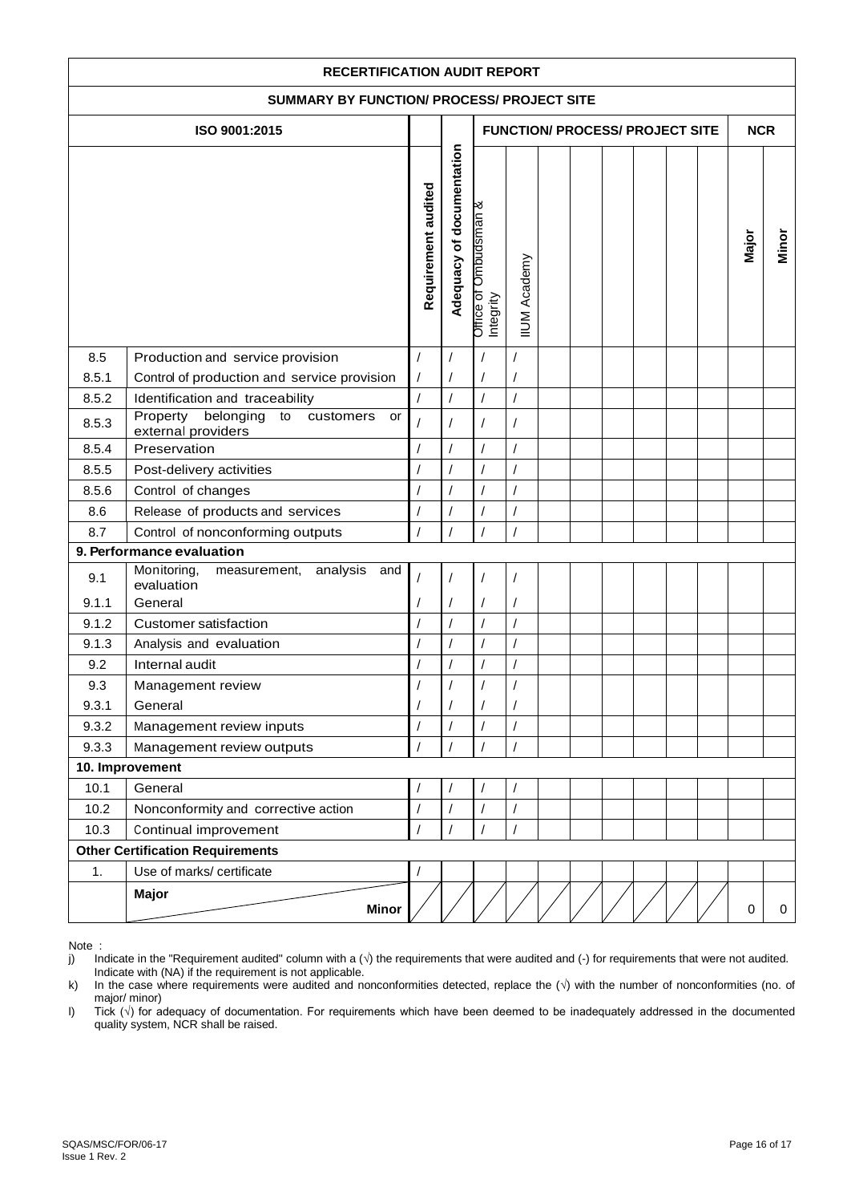# RECERTIFICATION AUDIT REPORT

## SUMMARY BY FUNCTION/ PROCESS/ PROJECT SITE

| ISO 9001:2015 | | Requirement audited | Adequacy of documentation | FUNCTION/ PROCESS/ PROJECT SITE | | | | | | | | | | NCR | |
|---|---|---|---|---|---|---|---|---|---|---|---|---|---|---|---|
| | | | | Office of Ombudsman & Integrity | IIUM Academy | | | | | | | | | Major | Minor |
| 8.5 | Production and service provision | / | / | / | / | | | | | | | | | | |
| 8.5.1 | Control of production and service provision | / | / | / | / | | | | | | | | | | |
| 8.5.2 | Identification and traceability | / | / | / | / | | | | | | | | | | |
| 8.5.3 | Property belonging to customers or external providers | / | / | / | / | | | | | | | | | | |
| 8.5.4 | Preservation | / | / | / | / | | | | | | | | | | |
| 8.5.5 | Post-delivery activities | / | / | / | / | | | | | | | | | | |
| 8.5.6 | Control of changes | / | / | / | / | | | | | | | | | | |
| 8.6 | Release of products and services | / | / | / | / | | | | | | | | | | |
| 8.7 | Control of nonconforming outputs | / | / | / | / | | | | | | | | | | |
| **9. Performance evaluation** | | | | | | | | | | | | | | | |
| 9.1 | Monitoring, measurement, analysis and evaluation | / | / | / | / | | | | | | | | | | |
| 9.1.1 | General | / | / | / | / | | | | | | | | | | |
| 9.1.2 | Customer satisfaction | / | / | / | / | | | | | | | | | | |
| 9.1.3 | Analysis and evaluation | / | / | / | / | | | | | | | | | | |
| 9.2 | Internal audit | / | / | / | / | | | | | | | | | | |
| 9.3 | Management review | / | / | / | / | | | | | | | | | | |
| 9.3.1 | General | / | / | / | / | | | | | | | | | | |
| 9.3.2 | Management review inputs | / | / | / | / | | | | | | | | | | |
| 9.3.3 | Management review outputs | / | / | / | / | | | | | | | | | | |
| **10. Improvement** | | | | | | | | | | | | | | | |
| 10.1 | General | / | / | / | / | | | | | | | | | | |
| 10.2 | Nonconformity and corrective action | / | / | / | / | | | | | | | | | | |
| 10.3 | Continual improvement | / | / | / | / | | | | | | | | | | |
| **Other Certification Requirements** | | | | | | | | | | | | | | | |
| 1. | Use of marks/ certificate | / | | | | | | | | | | | | | |
| | **Major** / **Minor** | | | | | | | | | | | | | 0 | 0 |

Note :

j) Indicate in the "Requirement audited" column with a (√) the requirements that were audited and (-) for requirements that were not audited. Indicate with (NA) if the requirement is not applicable.

k) In the case where requirements were audited and nonconformities detected, replace the (√) with the number of nonconformities (no. of major/ minor)

l) Tick (√) for adequacy of documentation. For requirements which have been deemed to be inadequately addressed in the documented quality system, NCR shall be raised.

SQAS/MSC/FOR/06-17
Issue 1 Rev. 2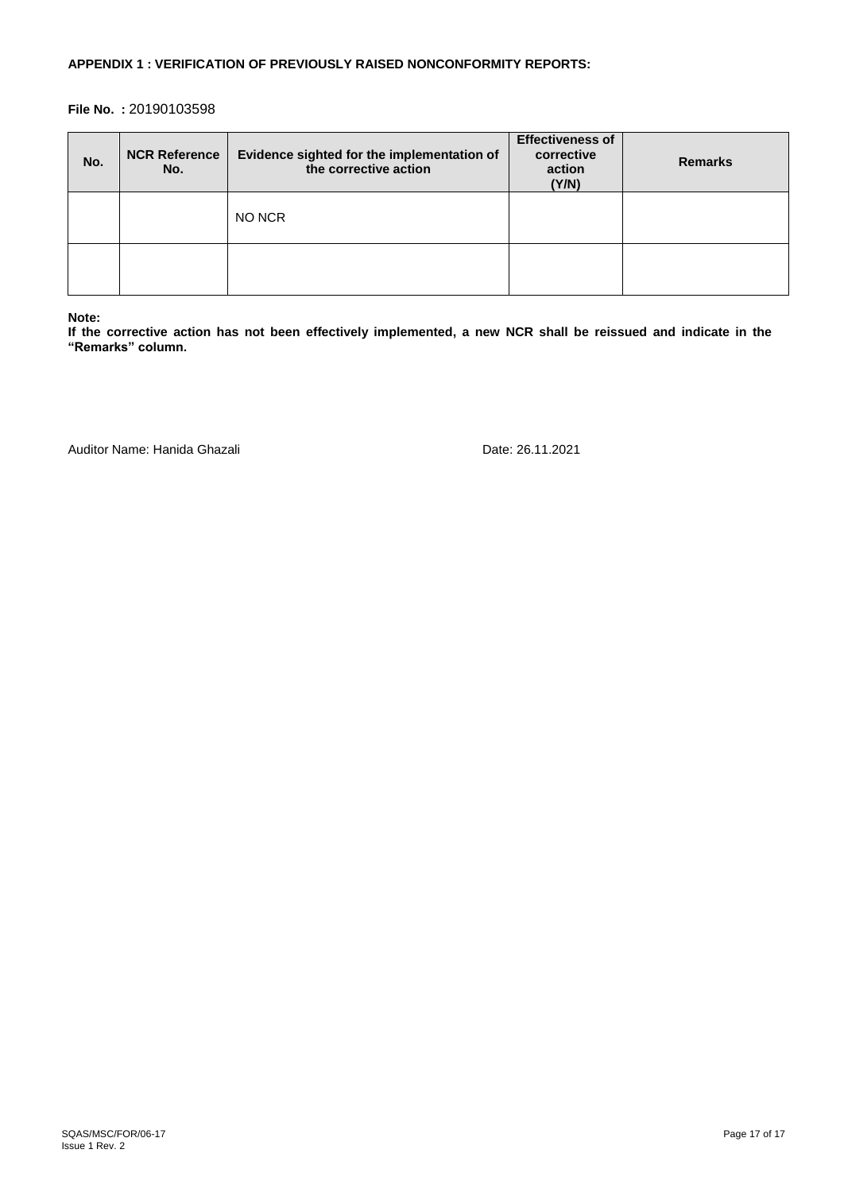**APPENDIX 1 : VERIFICATION OF PREVIOUSLY RAISED NONCONFORMITY REPORTS:**

**File No. :** 20190103598

| No. | NCR Reference No. | Evidence sighted for the implementation of the corrective action | Effectiveness of corrective action (Y/N) | Remarks |
|---|---|---|---|---|
| | | NO NCR | | |
| | | | | |

**Note:**
**If the corrective action has not been effectively implemented, a new NCR shall be reissued and indicate in the "Remarks" column.**

Auditor Name: Hanida Ghazali

Date: 26.11.2021

SQAS/MSC/FOR/06-17
Issue 1 Rev. 2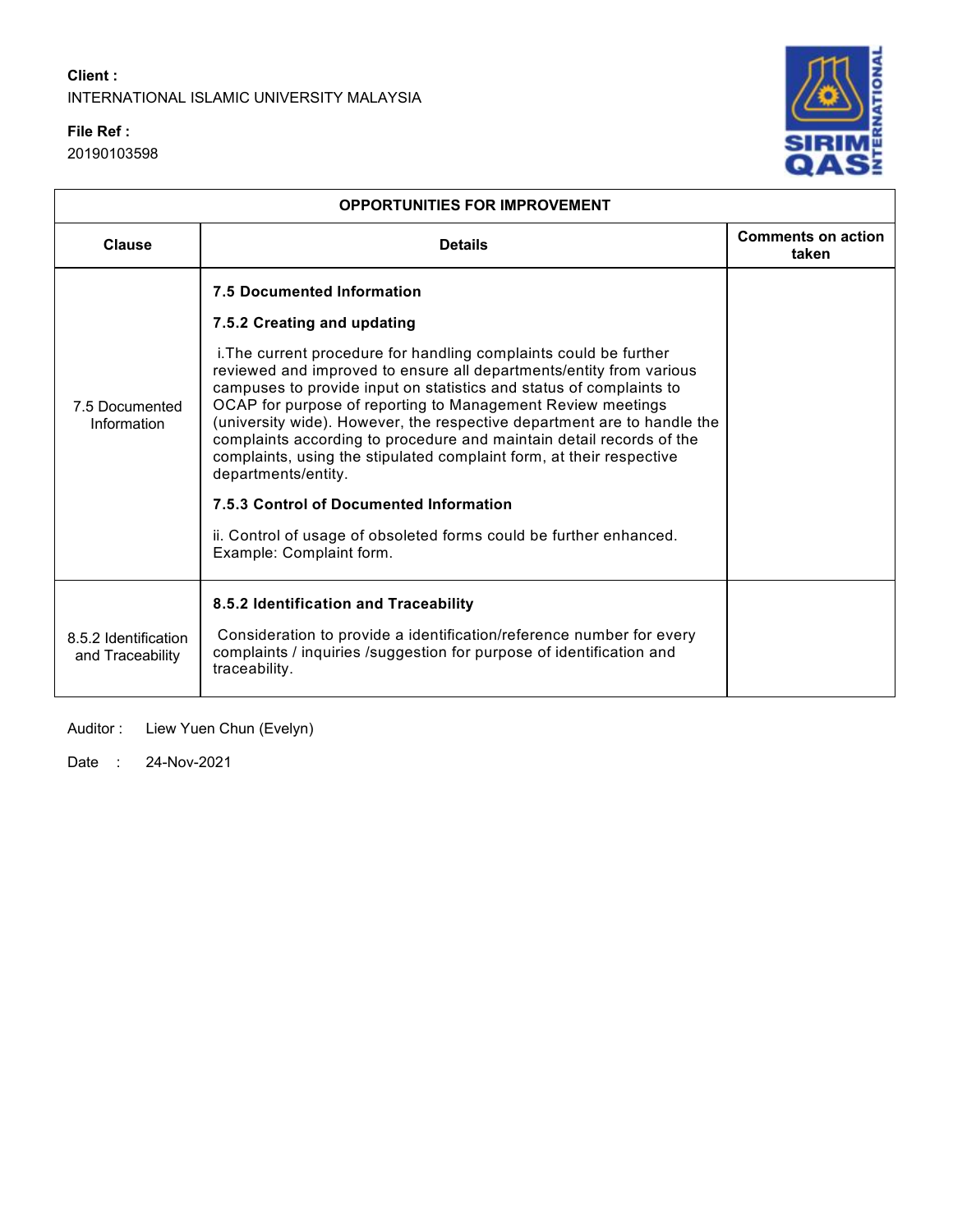**Client :**
INTERNATIONAL ISLAMIC UNIVERSITY MALAYSIA

**File Ref :**
20190103598

| OPPORTUNITIES FOR IMPROVEMENT | | |
|---|---|---|
| **Clause** | **Details** | **Comments on action taken** |
| 7.5 Documented Information | **7.5 Documented Information**<br><br>**7.5.2 Creating and updating**<br><br>i.The current procedure for handling complaints could be further reviewed and improved to ensure all departments/entity from various campuses to provide input on statistics and status of complaints to OCAP for purpose of reporting to Management Review meetings (university wide). However, the respective department are to handle the complaints according to procedure and maintain detail records of the complaints, using the stipulated complaint form, at their respective departments/entity.<br><br>**7.5.3 Control of Documented Information**<br><br>ii. Control of usage of obsoleted forms could be further enhanced. Example: Complaint form. | |
| 8.5.2 Identification and Traceability | **8.5.2 Identification and Traceability**<br><br>Consideration to provide a identification/reference number for every complaints / inquiries /suggestion for purpose of identification and traceability. | |

Auditor : Liew Yuen Chun (Evelyn)

Date : 24-Nov-2021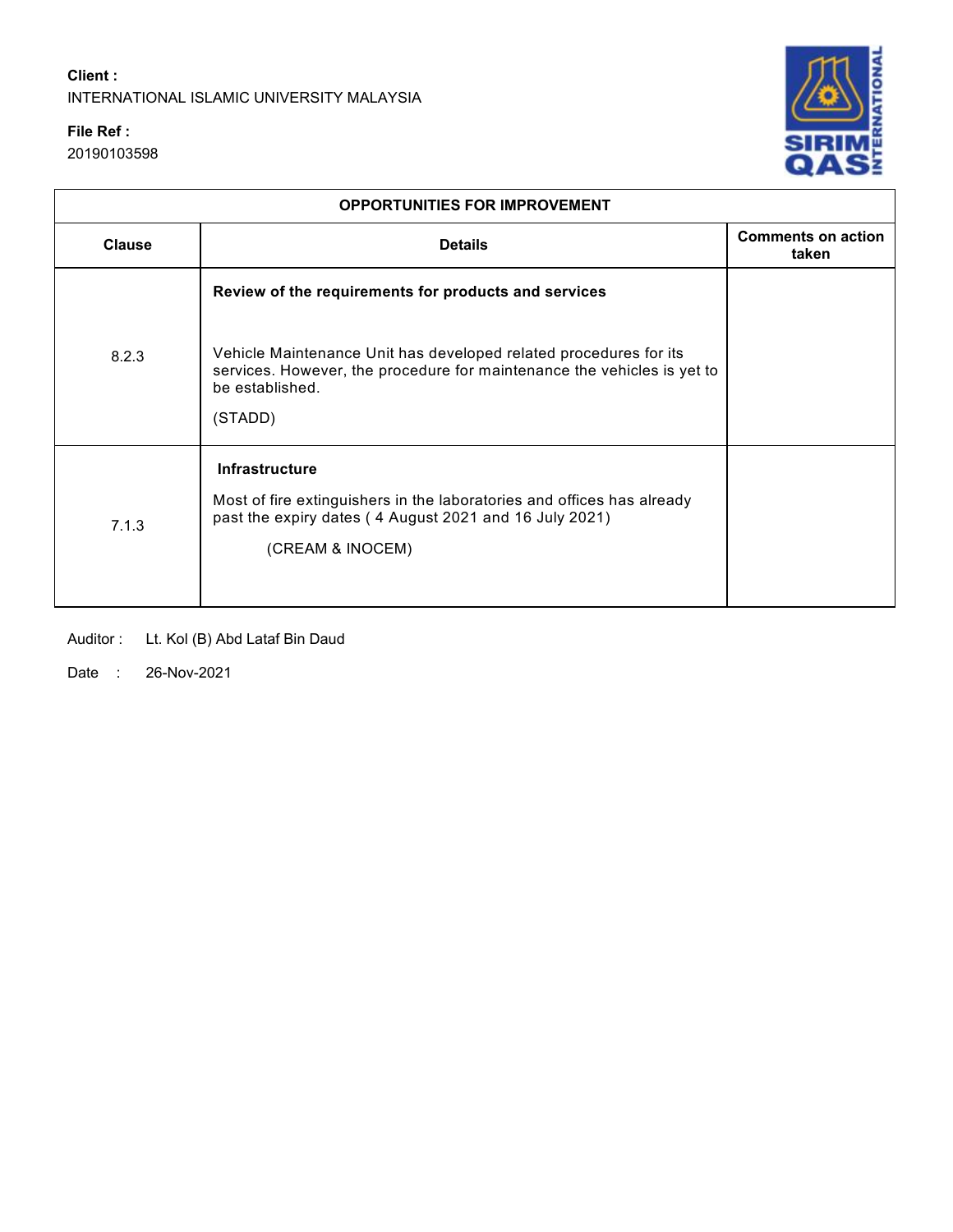**Client :**
INTERNATIONAL ISLAMIC UNIVERSITY MALAYSIA

**File Ref :**
20190103598

| OPPORTUNITIES FOR IMPROVEMENT | | |
|---|---|---|
| **Clause** | **Details** | **Comments on action taken** |
| 8.2.3 | **Review of the requirements for products and services**<br><br>Vehicle Maintenance Unit has developed related procedures for its services. However, the procedure for maintenance the vehicles is yet to be established.<br><br>(STADD) | |
| 7.1.3 | **Infrastructure**<br><br>Most of fire extinguishers in the laboratories and offices has already past the expiry dates ( 4 August 2021 and 16 July 2021)<br><br>(CREAM & INOCEM) | |

Auditor : Lt. Kol (B) Abd Lataf Bin Daud

Date : 26-Nov-2021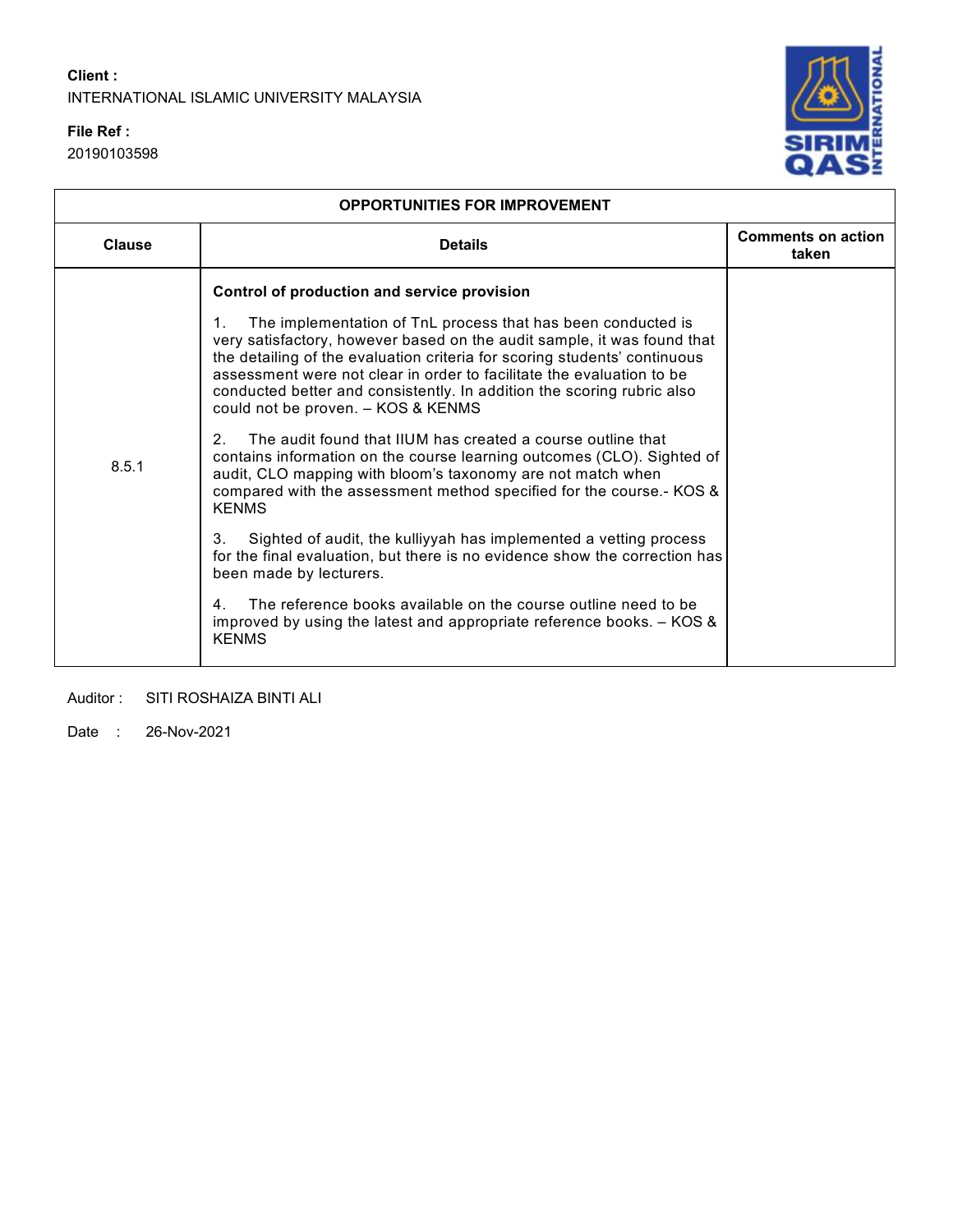**Client :**
INTERNATIONAL ISLAMIC UNIVERSITY MALAYSIA

**File Ref :**
20190103598

| OPPORTUNITIES FOR IMPROVEMENT | | |
|---|---|---|
| **Clause** | **Details** | **Comments on action taken** |
| 8.5.1 | **Control of production and service provision**<br><br>1. The implementation of TnL process that has been conducted is very satisfactory, however based on the audit sample, it was found that the detailing of the evaluation criteria for scoring students' continuous assessment were not clear in order to facilitate the evaluation to be conducted better and consistently. In addition the scoring rubric also could not be proven. – KOS & KENMS<br><br>2. The audit found that IIUM has created a course outline that contains information on the course learning outcomes (CLO). Sighted of audit, CLO mapping with bloom's taxonomy are not match when compared with the assessment method specified for the course.- KOS & KENMS<br><br>3. Sighted of audit, the kulliyyah has implemented a vetting process for the final evaluation, but there is no evidence show the correction has been made by lecturers.<br><br>4. The reference books available on the course outline need to be improved by using the latest and appropriate reference books. – KOS & KENMS | |

Auditor : SITI ROSHAIZA BINTI ALI

Date : 26-Nov-2021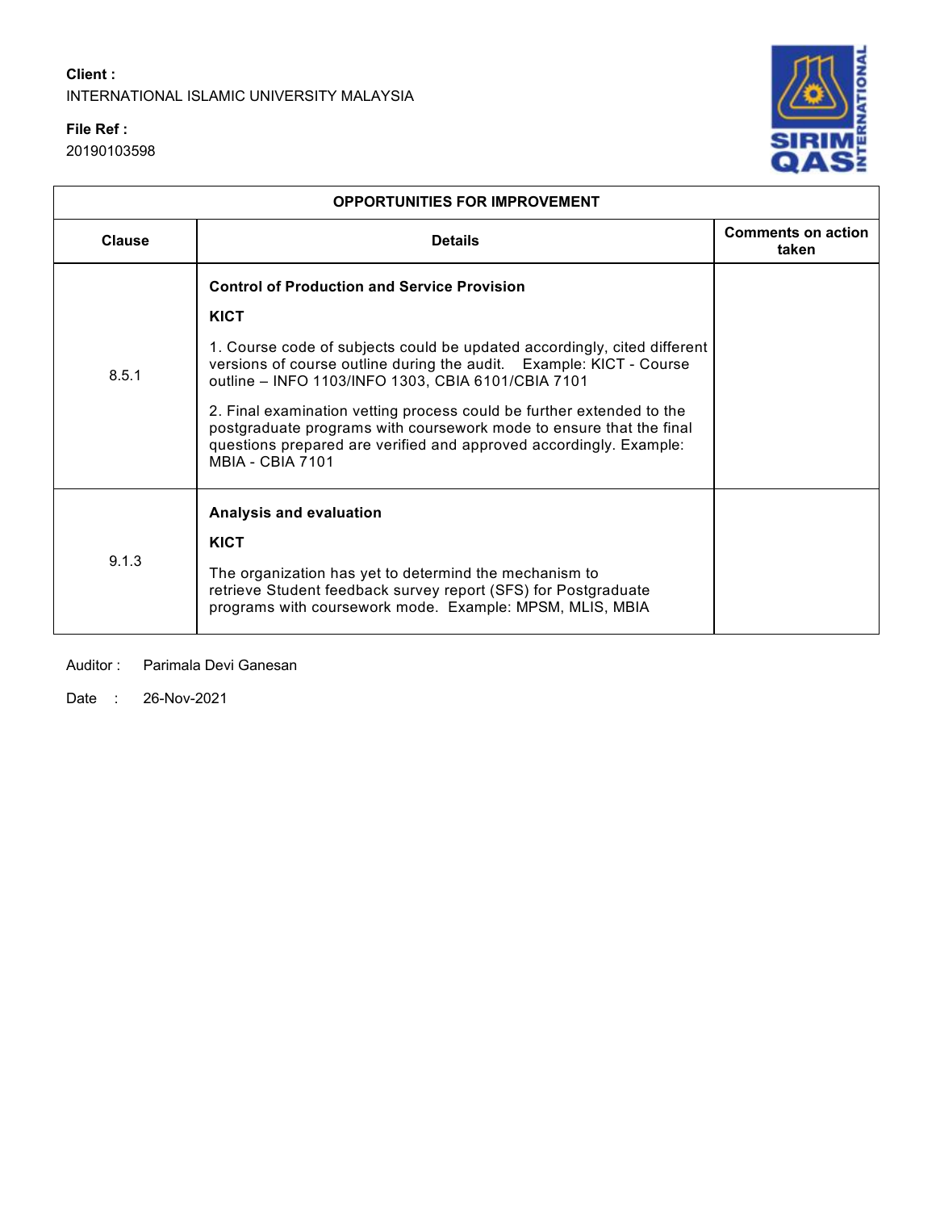**Client :**
INTERNATIONAL ISLAMIC UNIVERSITY MALAYSIA

**File Ref :**
20190103598

| OPPORTUNITIES FOR IMPROVEMENT | | |
|---|---|---|
| **Clause** | **Details** | **Comments on action taken** |
| 8.5.1 | **Control of Production and Service Provision**<br><br>**KICT**<br><br>1. Course code of subjects could be updated accordingly, cited different versions of course outline during the audit. Example: KICT - Course outline – INFO 1103/INFO 1303, CBIA 6101/CBIA 7101<br><br>2. Final examination vetting process could be further extended to the postgraduate programs with coursework mode to ensure that the final questions prepared are verified and approved accordingly. Example: MBIA - CBIA 7101 | |
| 9.1.3 | **Analysis and evaluation**<br><br>**KICT**<br><br>The organization has yet to determind the mechanism to retrieve Student feedback survey report (SFS) for Postgraduate programs with coursework mode. Example: MPSM, MLIS, MBIA | |

Auditor : Parimala Devi Ganesan

Date : 26-Nov-2021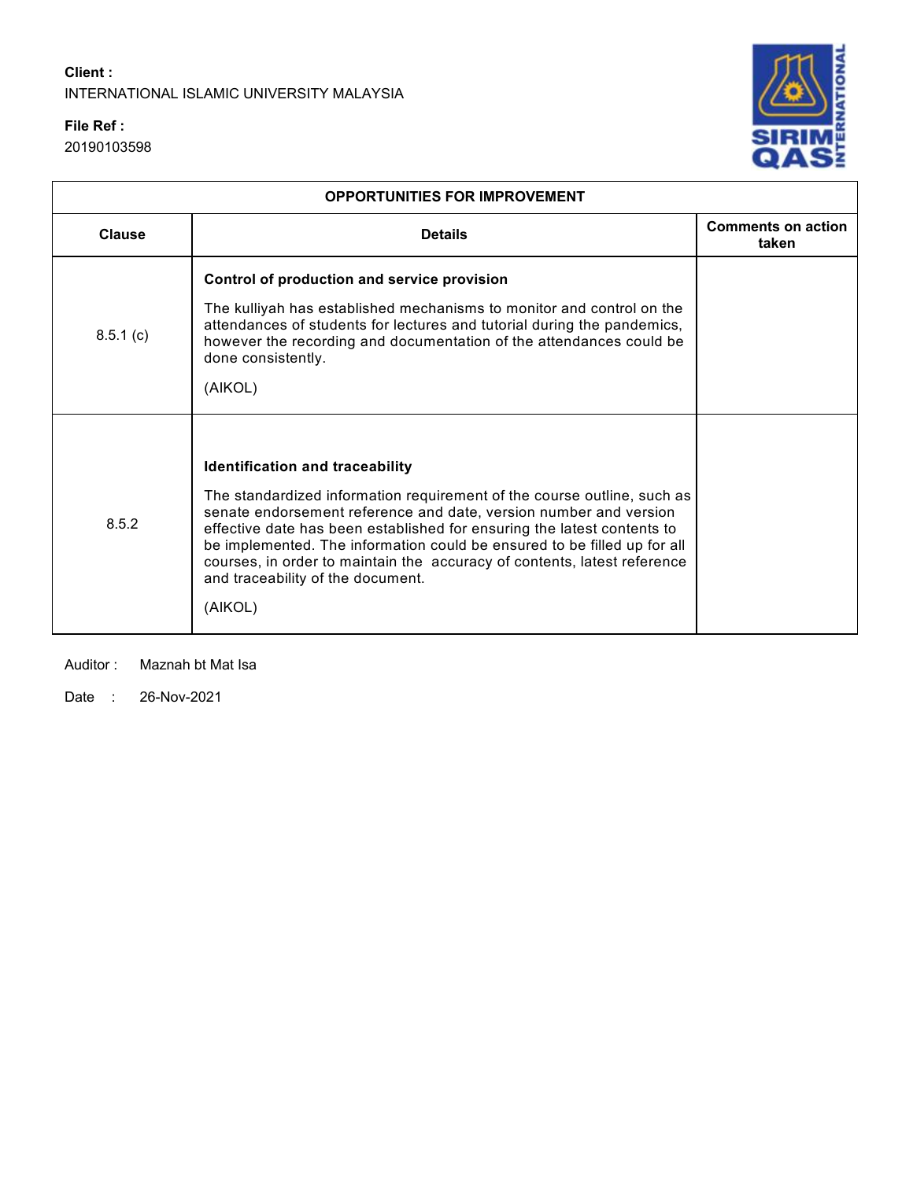**Client :**
INTERNATIONAL ISLAMIC UNIVERSITY MALAYSIA

**File Ref :**
20190103598

| OPPORTUNITIES FOR IMPROVEMENT | | |
|---|---|---|
| **Clause** | **Details** | **Comments on action taken** |
| 8.5.1 (c) | **Control of production and service provision**<br><br>The kulliyah has established mechanisms to monitor and control on the attendances of students for lectures and tutorial during the pandemics, however the recording and documentation of the attendances could be done consistently.<br><br>(AIKOL) | |
| 8.5.2 | **Identification and traceability**<br><br>The standardized information requirement of the course outline, such as senate endorsement reference and date, version number and version effective date has been established for ensuring the latest contents to be implemented. The information could be ensured to be filled up for all courses, in order to maintain the accuracy of contents, latest reference and traceability of the document.<br><br>(AIKOL) | |

Auditor : Maznah bt Mat Isa

Date : 26-Nov-2021